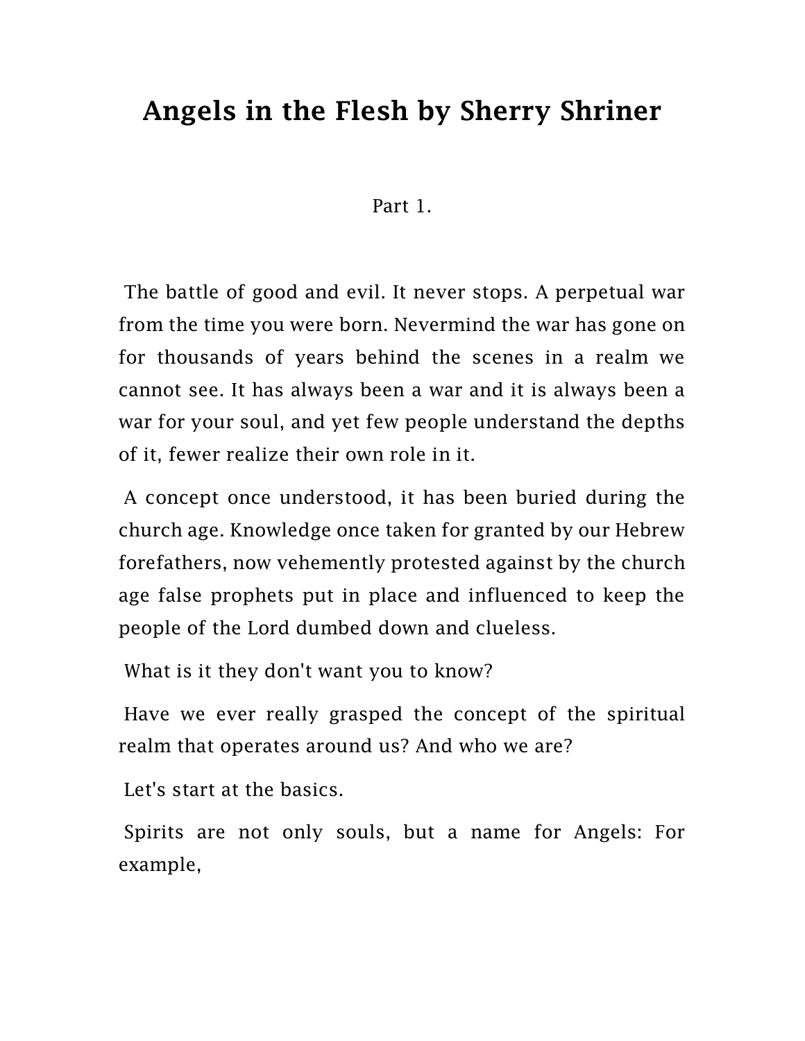# Angels in the Flesh by Sherry Shriner

Part 1.

The battle of good and evil. It never stops. A perpetual war from the time you were born. Nevermind the war has gone on for thousands of years behind the scenes in a realm we cannot see. It has always been a war and it is always been a war for your soul, and yet few people understand the depths of it, fewer realize their own role in it.

A concept once understood, it has been buried during the church age. Knowledge once taken for granted by our Hebrew forefathers, now vehemently protested against by the church age false prophets put in place and influenced to keep the people of the Lord dumbed down and clueless.

What is it they don't want you to know?

Have we ever really grasped the concept of the spiritual realm that operates around us? And who we are?

Let's start at the basics.

Spirits are not only souls, but a name for Angels: For example,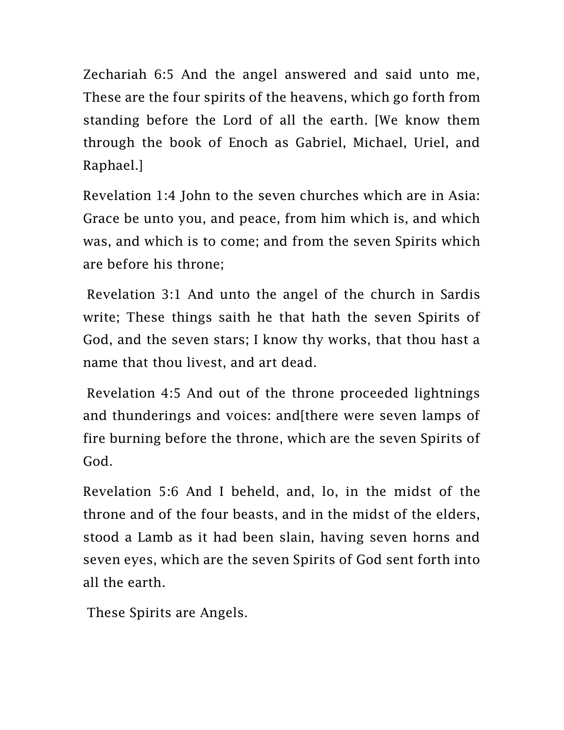Zechariah 6:5 And the angel answered and said unto me, These are the four spirits of the heavens, which go forth from standing before the Lord of all the earth. [We know them through the book of Enoch as Gabriel, Michael, Uriel, and Raphael.]

Revelation 1:4 John to the seven churches which are in Asia: Grace be unto you, and peace, from him which is, and which was, and which is to come; and from the seven Spirits which are before his throne;

Revelation 3:1 And unto the angel of the church in Sardis write; These things saith he that hath the seven Spirits of God, and the seven stars; I know thy works, that thou hast a name that thou livest, and art dead.

Revelation 4:5 And out of the throne proceeded lightnings and thunderings and voices: and[there were seven lamps of fire burning before the throne, which are the seven Spirits of God.

Revelation 5:6 And I beheld, and, lo, in the midst of the throne and of the four beasts, and in the midst of the elders, stood a Lamb as it had been slain, having seven horns and seven eyes, which are the seven Spirits of God sent forth into all the earth.

These Spirits are Angels.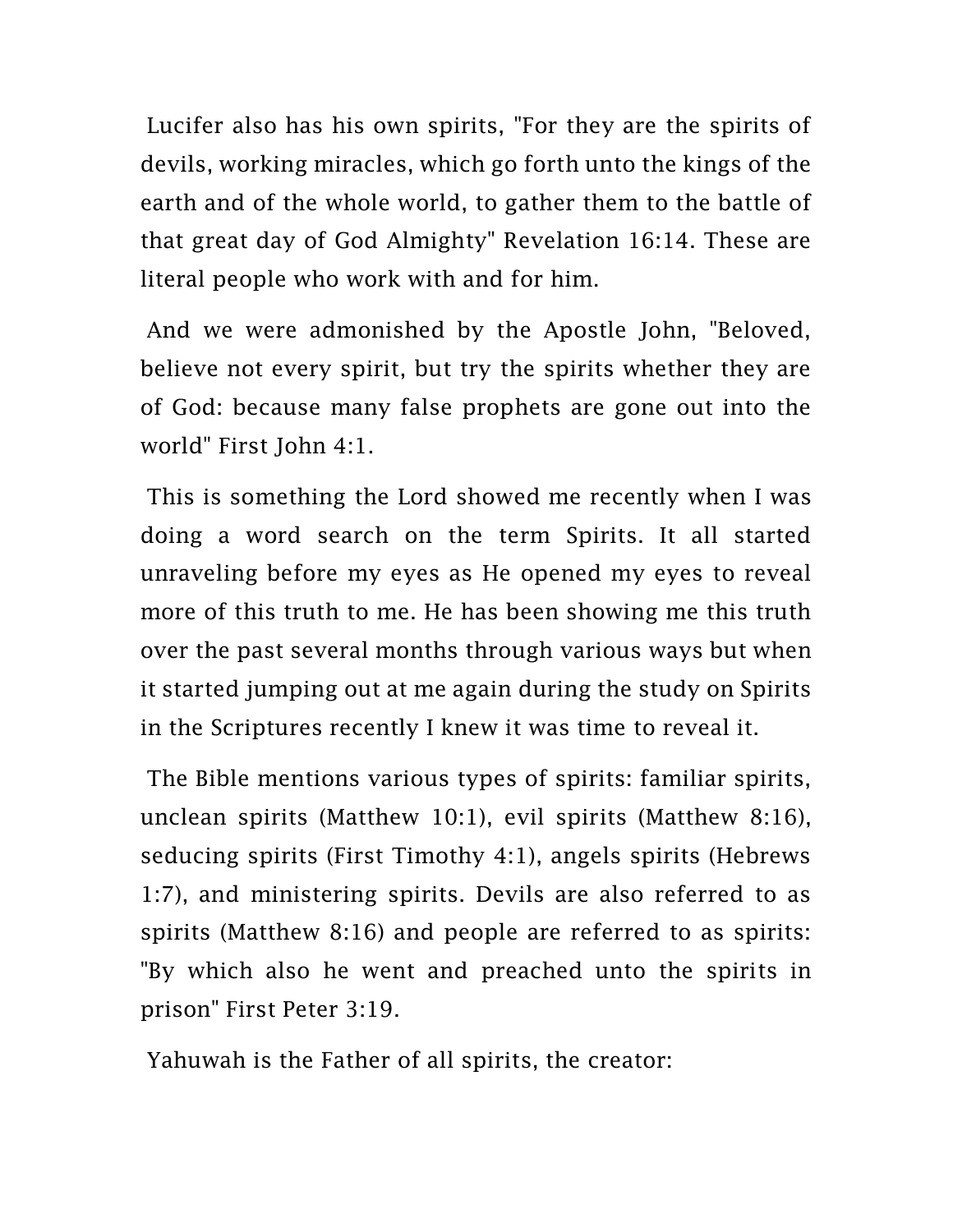Lucifer also has his own spirits, "For they are the spirits of devils, working miracles, which go forth unto the kings of the earth and of the whole world, to gather them to the battle of that great day of God Almighty" Revelation 16:14. These are literal people who work with and for him.

And we were admonished by the Apostle John, "Beloved, believe not every spirit, but try the spirits whether they are of God: because many false prophets are gone out into the world" First John 4:1.

This is something the Lord showed me recently when I was doing a word search on the term Spirits. It all started unraveling before my eyes as He opened my eyes to reveal more of this truth to me. He has been showing me this truth over the past several months through various ways but when it started jumping out at me again during the study on Spirits in the Scriptures recently I knew it was time to reveal it.

The Bible mentions various types of spirits: familiar spirits, unclean spirits (Matthew 10:1), evil spirits (Matthew 8:16), seducing spirits (First Timothy 4:1), angels spirits (Hebrews 1:7), and ministering spirits. Devils are also referred to as spirits (Matthew 8:16) and people are referred to as spirits: "By which also he went and preached unto the spirits in prison" First Peter 3:19.

Yahuwah is the Father of all spirits, the creator: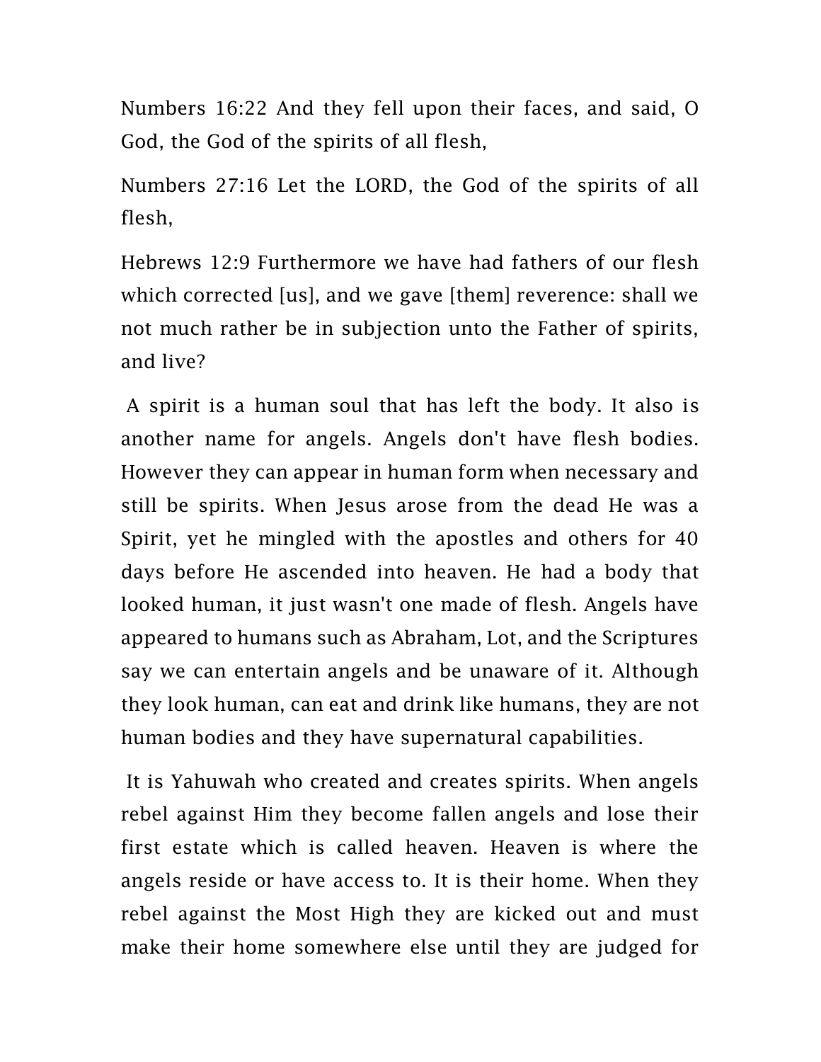Numbers 16:22 And they fell upon their faces, and said, O God, the God of the spirits of all flesh,

Numbers 27:16 Let the LORD, the God of the spirits of all flesh,

Hebrews 12:9 Furthermore we have had fathers of our flesh which corrected [us], and we gave [them] reverence: shall we not much rather be in subjection unto the Father of spirits, and live?

A spirit is a human soul that has left the body. It also is another name for angels. Angels don't have flesh bodies. However they can appear in human form when necessary and still be spirits. When Jesus arose from the dead He was a Spirit, yet he mingled with the apostles and others for 40 days before He ascended into heaven. He had a body that looked human, it just wasn't one made of flesh. Angels have appeared to humans such as Abraham, Lot, and the Scriptures say we can entertain angels and be unaware of it. Although they look human, can eat and drink like humans, they are not human bodies and they have supernatural capabilities.

It is Yahuwah who created and creates spirits. When angels rebel against Him they become fallen angels and lose their first estate which is called heaven. Heaven is where the angels reside or have access to. It is their home. When they rebel against the Most High they are kicked out and must make their home somewhere else until they are judged for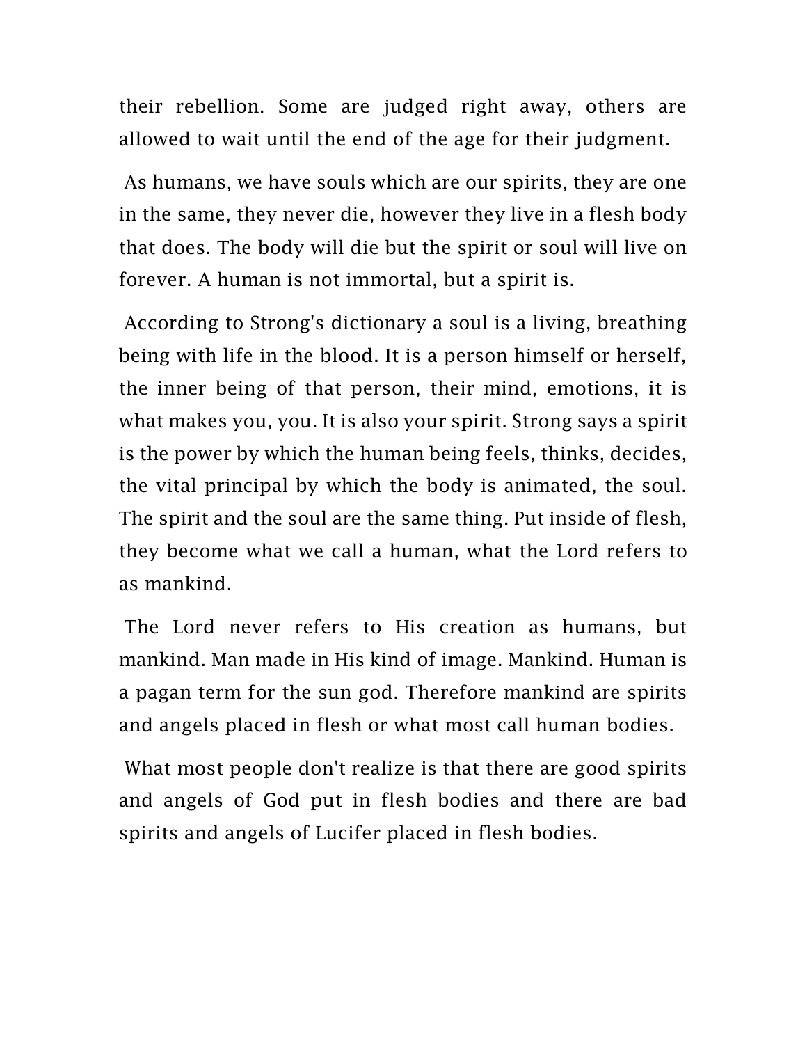their rebellion. Some are judged right away, others are allowed to wait until the end of the age for their judgment.

As humans, we have souls which are our spirits, they are one in the same, they never die, however they live in a flesh body that does. The body will die but the spirit or soul will live on forever. A human is not immortal, but a spirit is.

According to Strong's dictionary a soul is a living, breathing being with life in the blood. It is a person himself or herself, the inner being of that person, their mind, emotions, it is what makes you, you. It is also your spirit. Strong says a spirit is the power by which the human being feels, thinks, decides, the vital principal by which the body is animated, the soul. The spirit and the soul are the same thing. Put inside of flesh, they become what we call a human, what the Lord refers to as mankind.

The Lord never refers to His creation as humans, but mankind. Man made in His kind of image. Mankind. Human is a pagan term for the sun god. Therefore mankind are spirits and angels placed in flesh or what most call human bodies.

What most people don't realize is that there are good spirits and angels of God put in flesh bodies and there are bad spirits and angels of Lucifer placed in flesh bodies.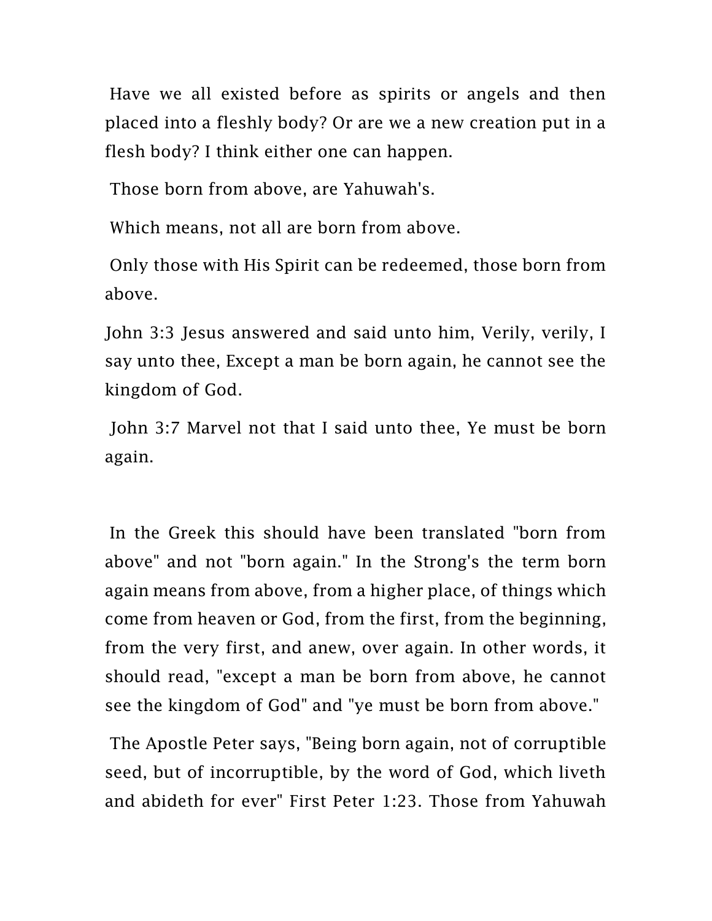Have we all existed before as spirits or angels and then placed into a fleshly body? Or are we a new creation put in a flesh body? I think either one can happen.

Those born from above, are Yahuwah's.

Which means, not all are born from above.

Only those with His Spirit can be redeemed, those born from above.

John 3:3 Jesus answered and said unto him, Verily, verily, I say unto thee, Except a man be born again, he cannot see the kingdom of God.

John 3:7 Marvel not that I said unto thee, Ye must be born again.

In the Greek this should have been translated "born from above" and not "born again." In the Strong's the term born again means from above, from a higher place, of things which come from heaven or God, from the first, from the beginning, from the very first, and anew, over again. In other words, it should read, "except a man be born from above, he cannot see the kingdom of God" and "ye must be born from above."

The Apostle Peter says, "Being born again, not of corruptible seed, but of incorruptible, by the word of God, which liveth and abideth for ever" First Peter 1:23. Those from Yahuwah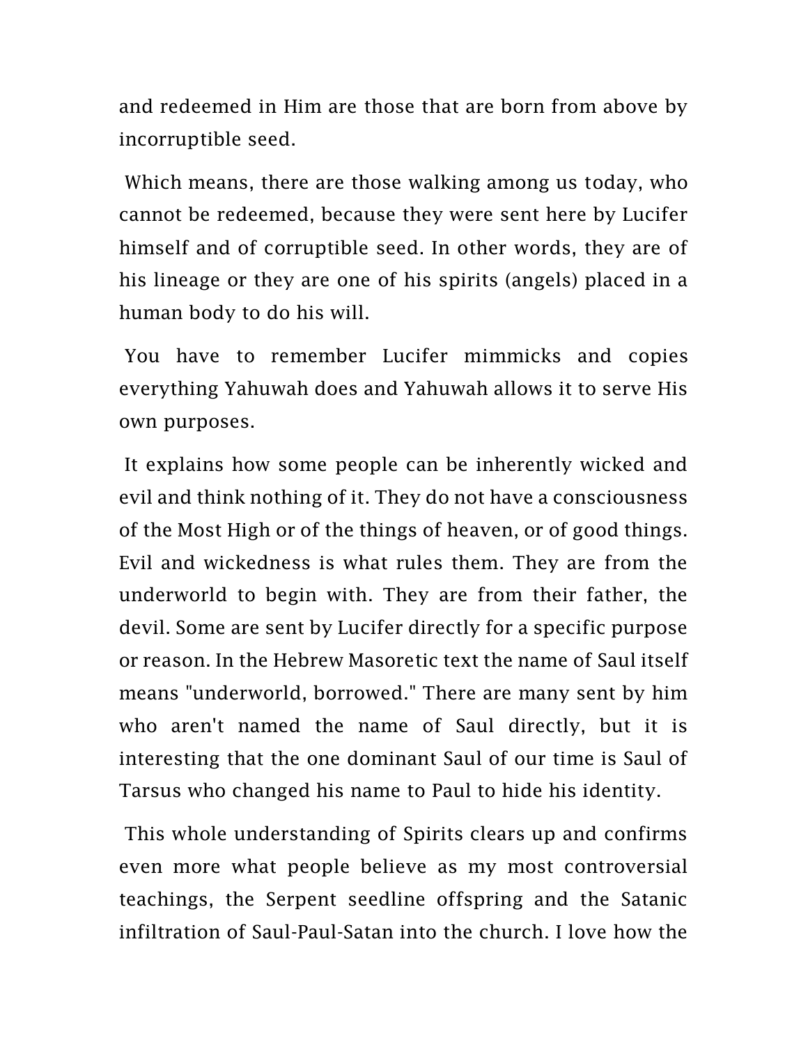and redeemed in Him are those that are born from above by incorruptible seed.

Which means, there are those walking among us today, who cannot be redeemed, because they were sent here by Lucifer himself and of corruptible seed. In other words, they are of his lineage or they are one of his spirits (angels) placed in a human body to do his will.

You have to remember Lucifer mimmicks and copies everything Yahuwah does and Yahuwah allows it to serve His own purposes.

It explains how some people can be inherently wicked and evil and think nothing of it. They do not have a consciousness of the Most High or of the things of heaven, or of good things. Evil and wickedness is what rules them. They are from the underworld to begin with. They are from their father, the devil. Some are sent by Lucifer directly for a specific purpose or reason. In the Hebrew Masoretic text the name of Saul itself means "underworld, borrowed." There are many sent by him who aren't named the name of Saul directly, but it is interesting that the one dominant Saul of our time is Saul of Tarsus who changed his name to Paul to hide his identity.

This whole understanding of Spirits clears up and confirms even more what people believe as my most controversial teachings, the Serpent seedline offspring and the Satanic infiltration of Saul-Paul-Satan into the church. I love how the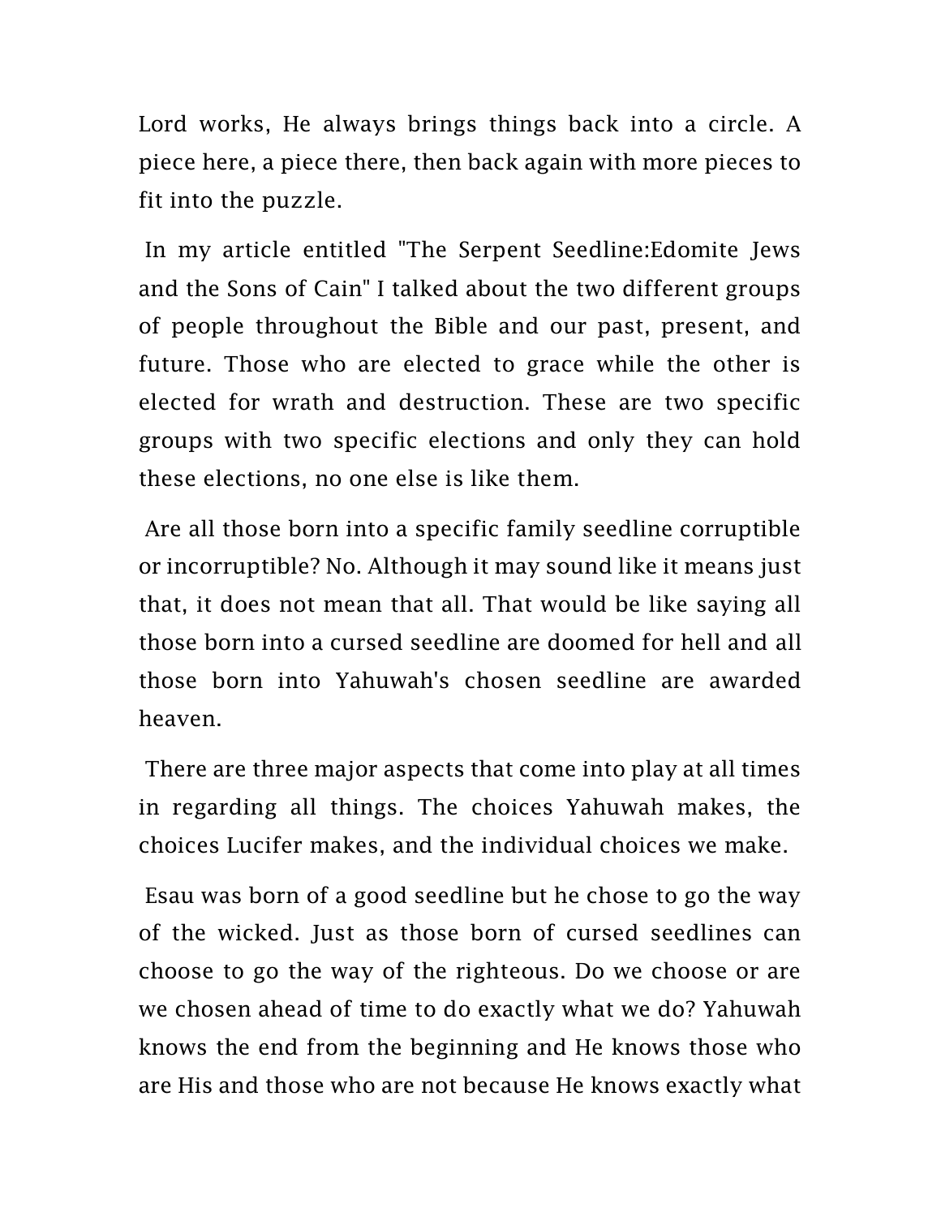Lord works, He always brings things back into a circle. A piece here, a piece there, then back again with more pieces to fit into the puzzle.

In my article entitled "The Serpent Seedline:Edomite Jews and the Sons of Cain" I talked about the two different groups of people throughout the Bible and our past, present, and future. Those who are elected to grace while the other is elected for wrath and destruction. These are two specific groups with two specific elections and only they can hold these elections, no one else is like them.

Are all those born into a specific family seedline corruptible or incorruptible? No. Although it may sound like it means just that, it does not mean that all. That would be like saying all those born into a cursed seedline are doomed for hell and all those born into Yahuwah's chosen seedline are awarded heaven.

There are three major aspects that come into play at all times in regarding all things. The choices Yahuwah makes, the choices Lucifer makes, and the individual choices we make.

Esau was born of a good seedline but he chose to go the way of the wicked. Just as those born of cursed seedlines can choose to go the way of the righteous. Do we choose or are we chosen ahead of time to do exactly what we do? Yahuwah knows the end from the beginning and He knows those who are His and those who are not because He knows exactly what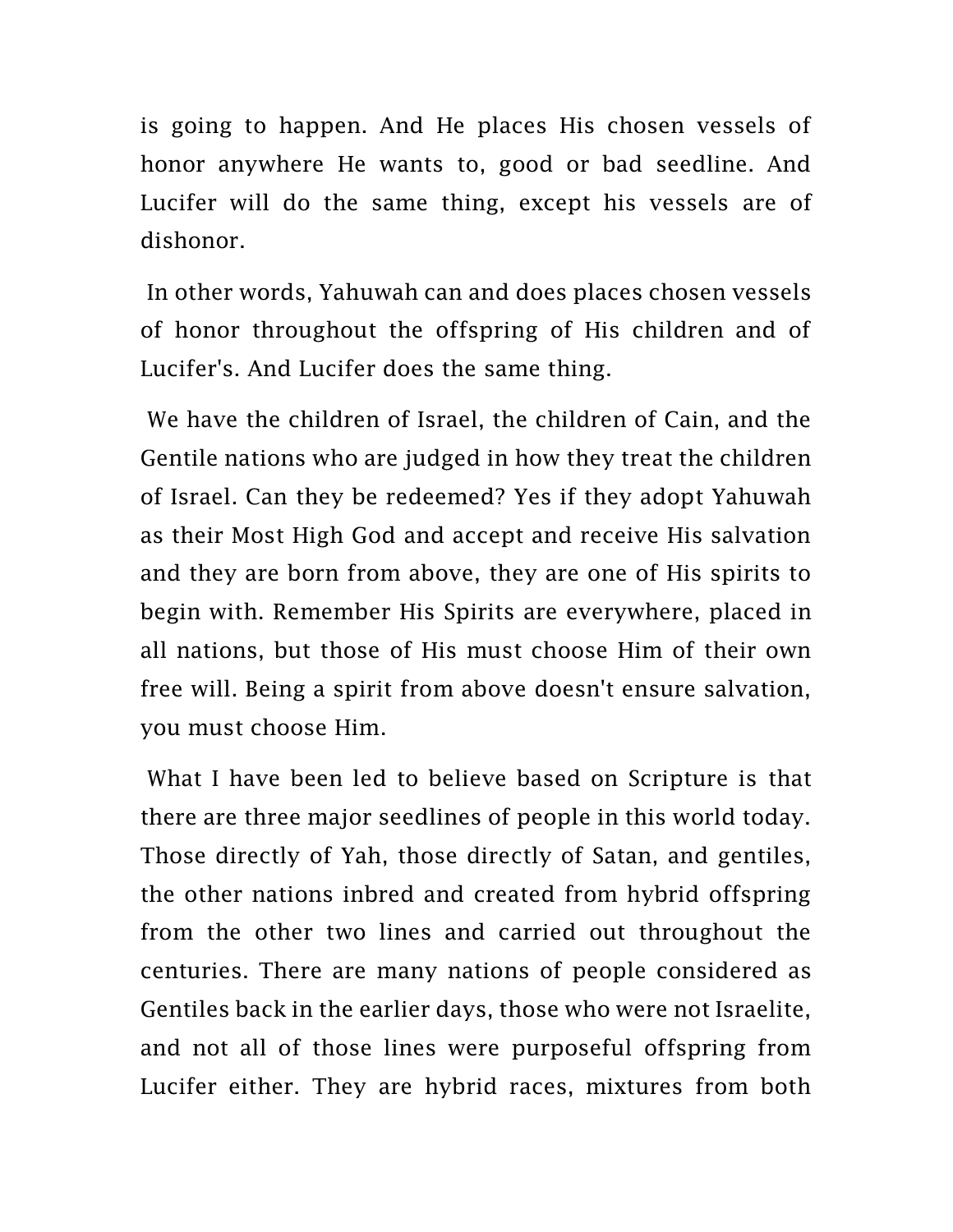is going to happen. And He places His chosen vessels of honor anywhere He wants to, good or bad seedline. And Lucifer will do the same thing, except his vessels are of dishonor.

In other words, Yahuwah can and does places chosen vessels of honor throughout the offspring of His children and of Lucifer's. And Lucifer does the same thing.

We have the children of Israel, the children of Cain, and the Gentile nations who are judged in how they treat the children of Israel. Can they be redeemed? Yes if they adopt Yahuwah as their Most High God and accept and receive His salvation and they are born from above, they are one of His spirits to begin with. Remember His Spirits are everywhere, placed in all nations, but those of His must choose Him of their own free will. Being a spirit from above doesn't ensure salvation, you must choose Him.

What I have been led to believe based on Scripture is that there are three major seedlines of people in this world today. Those directly of Yah, those directly of Satan, and gentiles, the other nations inbred and created from hybrid offspring from the other two lines and carried out throughout the centuries. There are many nations of people considered as Gentiles back in the earlier days, those who were not Israelite, and not all of those lines were purposeful offspring from Lucifer either. They are hybrid races, mixtures from both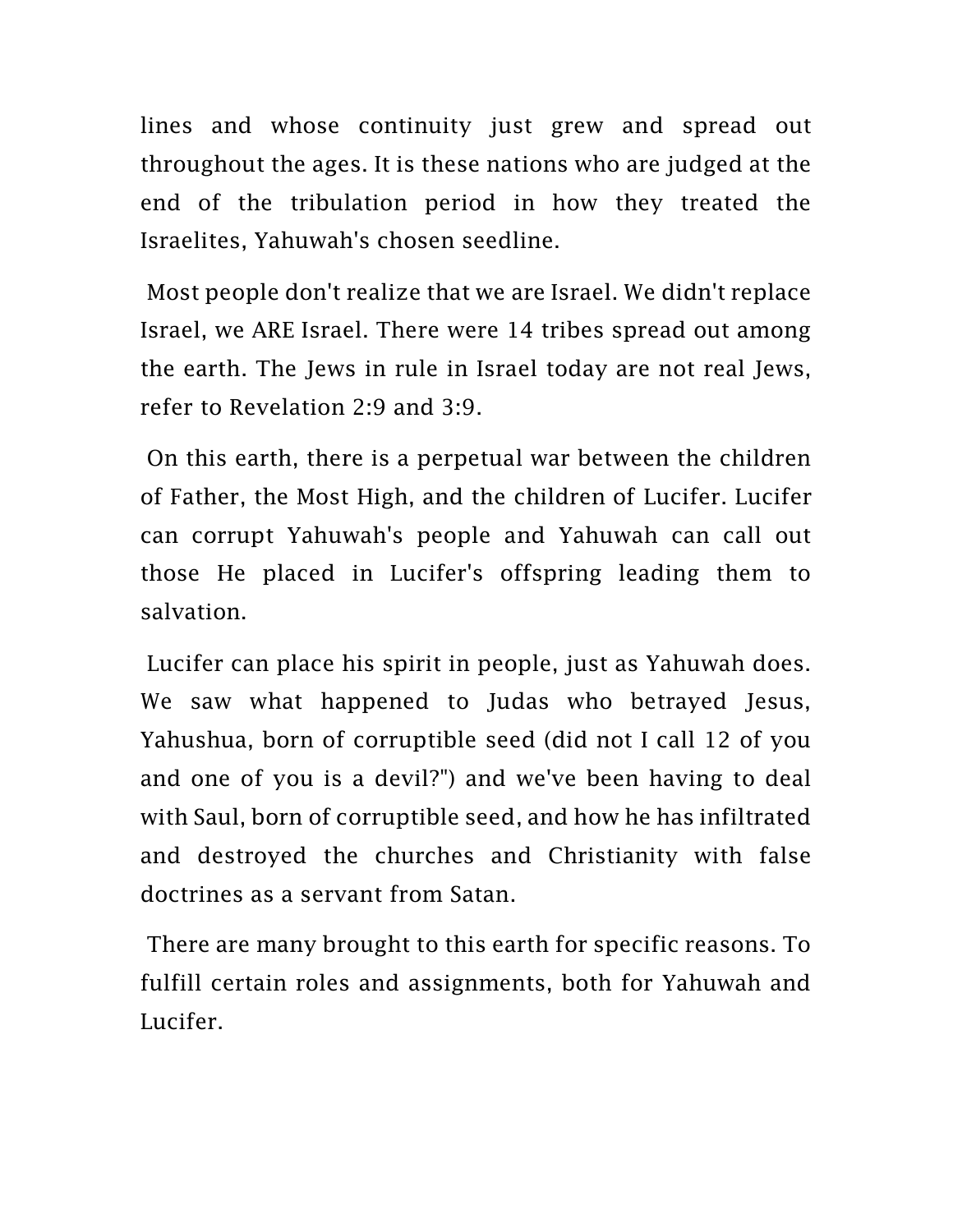lines and whose continuity just grew and spread out throughout the ages. It is these nations who are judged at the end of the tribulation period in how they treated the Israelites, Yahuwah's chosen seedline.

Most people don't realize that we are Israel. We didn't replace Israel, we ARE Israel. There were 14 tribes spread out among the earth. The Jews in rule in Israel today are not real Jews, refer to Revelation 2:9 and 3:9.

On this earth, there is a perpetual war between the children of Father, the Most High, and the children of Lucifer. Lucifer can corrupt Yahuwah's people and Yahuwah can call out those He placed in Lucifer's offspring leading them to salvation.

Lucifer can place his spirit in people, just as Yahuwah does. We saw what happened to Judas who betrayed Jesus, Yahushua, born of corruptible seed (did not I call 12 of you and one of you is a devil?") and we've been having to deal with Saul, born of corruptible seed, and how he has infiltrated and destroyed the churches and Christianity with false doctrines as a servant from Satan.

There are many brought to this earth for specific reasons. To fulfill certain roles and assignments, both for Yahuwah and Lucifer.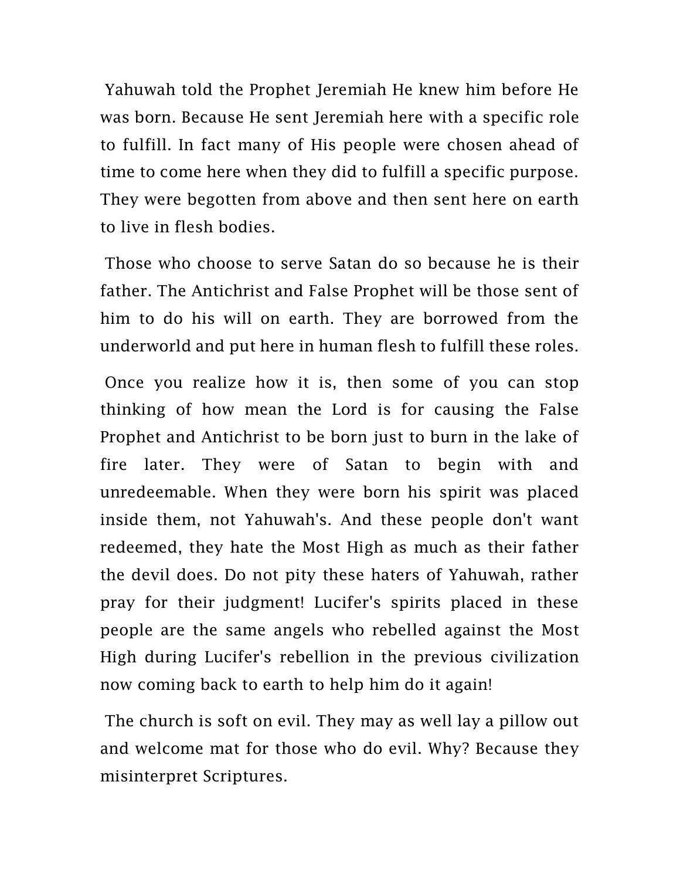Yahuwah told the Prophet Jeremiah He knew him before He was born. Because He sent Jeremiah here with a specific role to fulfill. In fact many of His people were chosen ahead of time to come here when they did to fulfill a specific purpose. They were begotten from above and then sent here on earth to live in flesh bodies.

Those who choose to serve Satan do so because he is their father. The Antichrist and False Prophet will be those sent of him to do his will on earth. They are borrowed from the underworld and put here in human flesh to fulfill these roles.

Once you realize how it is, then some of you can stop thinking of how mean the Lord is for causing the False Prophet and Antichrist to be born just to burn in the lake of fire later. They were of Satan to begin with and unredeemable. When they were born his spirit was placed inside them, not Yahuwah's. And these people don't want redeemed, they hate the Most High as much as their father the devil does. Do not pity these haters of Yahuwah, rather pray for their judgment! Lucifer's spirits placed in these people are the same angels who rebelled against the Most High during Lucifer's rebellion in the previous civilization now coming back to earth to help him do it again!

The church is soft on evil. They may as well lay a pillow out and welcome mat for those who do evil. Why? Because they misinterpret Scriptures.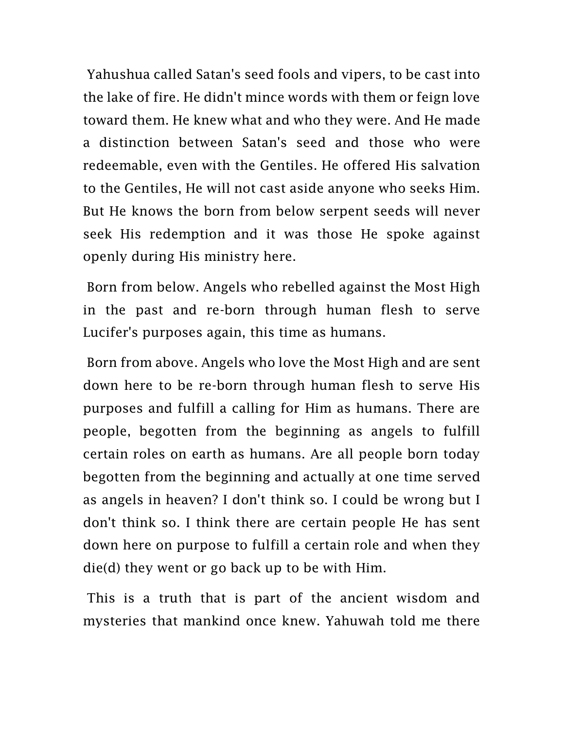Yahushua called Satan's seed fools and vipers, to be cast into the lake of fire. He didn't mince words with them or feign love toward them. He knew what and who they were. And He made a distinction between Satan's seed and those who were redeemable, even with the Gentiles. He offered His salvation to the Gentiles, He will not cast aside anyone who seeks Him. But He knows the born from below serpent seeds will never seek His redemption and it was those He spoke against openly during His ministry here.

Born from below. Angels who rebelled against the Most High in the past and re-born through human flesh to serve Lucifer's purposes again, this time as humans.

Born from above. Angels who love the Most High and are sent down here to be re-born through human flesh to serve His purposes and fulfill a calling for Him as humans. There are people, begotten from the beginning as angels to fulfill certain roles on earth as humans. Are all people born today begotten from the beginning and actually at one time served as angels in heaven? I don't think so. I could be wrong but I don't think so. I think there are certain people He has sent down here on purpose to fulfill a certain role and when they die(d) they went or go back up to be with Him.

This is a truth that is part of the ancient wisdom and mysteries that mankind once knew. Yahuwah told me there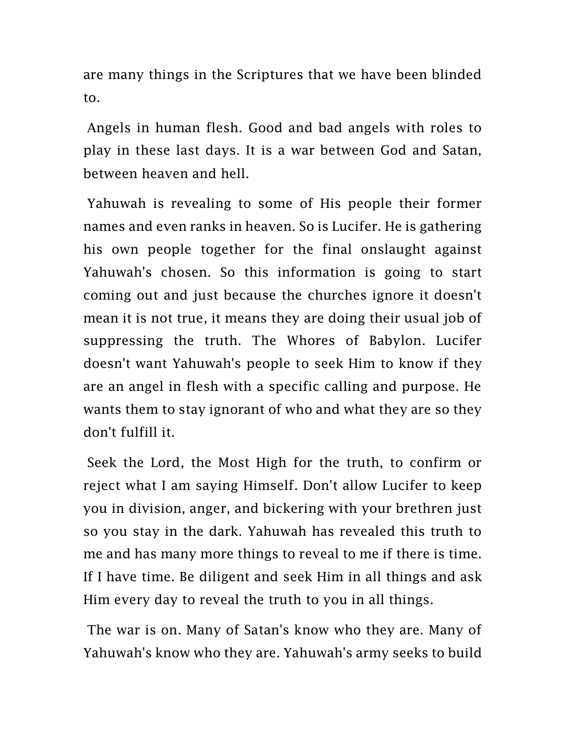are many things in the Scriptures that we have been blinded to.

Angels in human flesh. Good and bad angels with roles to play in these last days. It is a war between God and Satan, between heaven and hell.

Yahuwah is revealing to some of His people their former names and even ranks in heaven. So is Lucifer. He is gathering his own people together for the final onslaught against Yahuwah's chosen. So this information is going to start coming out and just because the churches ignore it doesn't mean it is not true, it means they are doing their usual job of suppressing the truth. The Whores of Babylon. Lucifer doesn't want Yahuwah's people to seek Him to know if they are an angel in flesh with a specific calling and purpose. He wants them to stay ignorant of who and what they are so they don't fulfill it.

Seek the Lord, the Most High for the truth, to confirm or reject what I am saying Himself. Don't allow Lucifer to keep you in division, anger, and bickering with your brethren just so you stay in the dark. Yahuwah has revealed this truth to me and has many more things to reveal to me if there is time. If I have time. Be diligent and seek Him in all things and ask Him every day to reveal the truth to you in all things.

The war is on. Many of Satan's know who they are. Many of Yahuwah's know who they are. Yahuwah's army seeks to build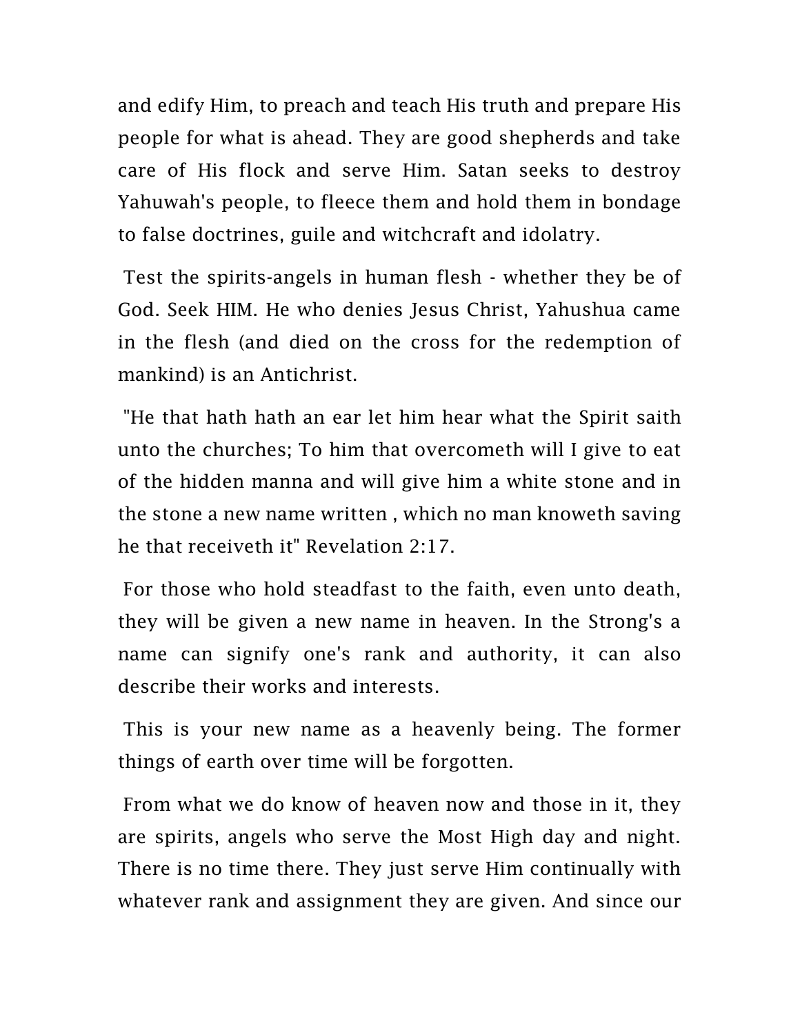and edify Him, to preach and teach His truth and prepare His people for what is ahead. They are good shepherds and take care of His flock and serve Him. Satan seeks to destroy Yahuwah's people, to fleece them and hold them in bondage to false doctrines, guile and witchcraft and idolatry.

Test the spirits-angels in human flesh - whether they be of God. Seek HIM. He who denies Jesus Christ, Yahushua came in the flesh (and died on the cross for the redemption of mankind) is an Antichrist.

"He that hath hath an ear let him hear what the Spirit saith unto the churches; To him that overcometh will I give to eat of the hidden manna and will give him a white stone and in the stone a new name written , which no man knoweth saving he that receiveth it" Revelation 2:17.

For those who hold steadfast to the faith, even unto death, they will be given a new name in heaven. In the Strong's a name can signify one's rank and authority, it can also describe their works and interests.

This is your new name as a heavenly being. The former things of earth over time will be forgotten.

From what we do know of heaven now and those in it, they are spirits, angels who serve the Most High day and night. There is no time there. They just serve Him continually with whatever rank and assignment they are given. And since our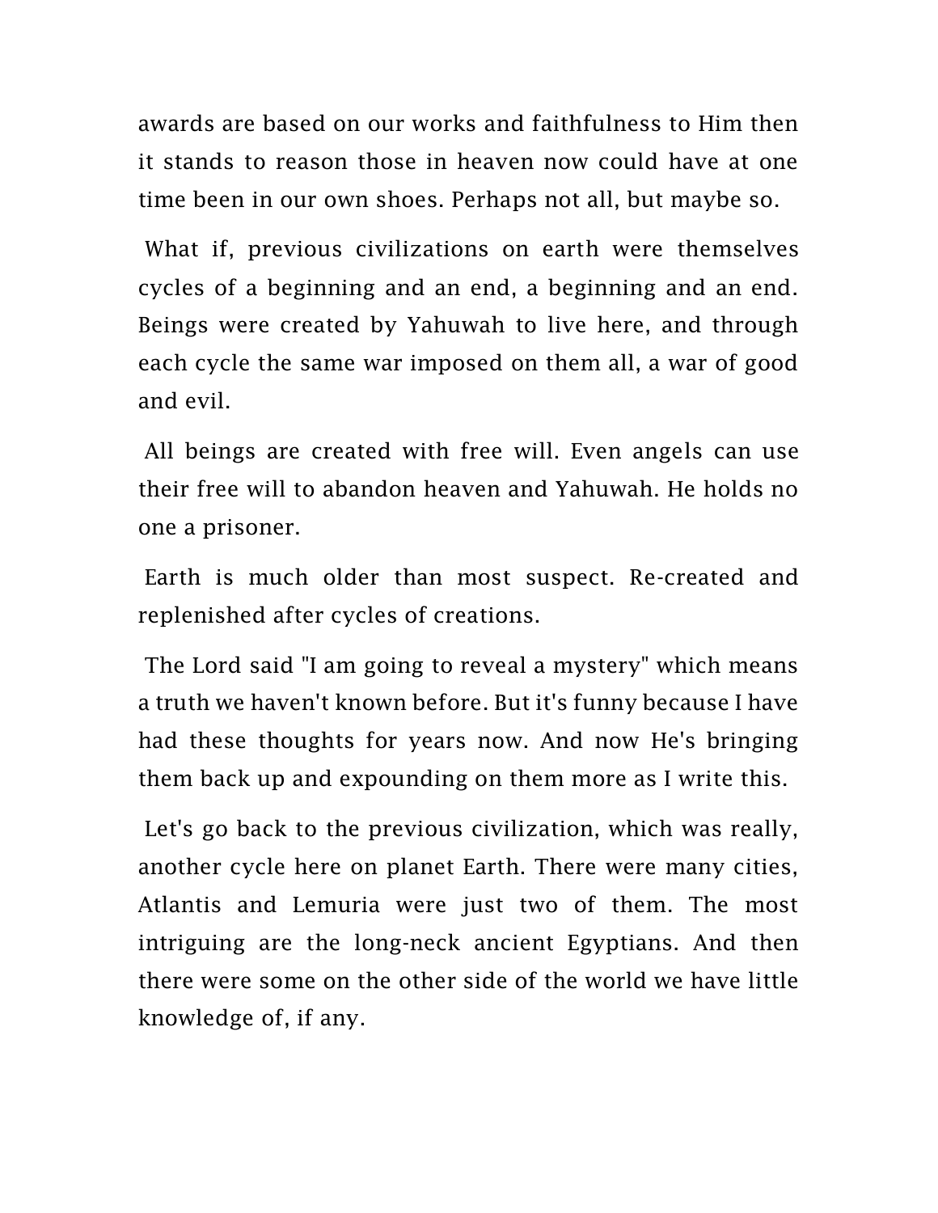awards are based on our works and faithfulness to Him then it stands to reason those in heaven now could have at one time been in our own shoes. Perhaps not all, but maybe so.

What if, previous civilizations on earth were themselves cycles of a beginning and an end, a beginning and an end. Beings were created by Yahuwah to live here, and through each cycle the same war imposed on them all, a war of good and evil.

All beings are created with free will. Even angels can use their free will to abandon heaven and Yahuwah. He holds no one a prisoner.

Earth is much older than most suspect. Re-created and replenished after cycles of creations.

The Lord said "I am going to reveal a mystery" which means a truth we haven't known before. But it's funny because I have had these thoughts for years now. And now He's bringing them back up and expounding on them more as I write this.

Let's go back to the previous civilization, which was really, another cycle here on planet Earth. There were many cities, Atlantis and Lemuria were just two of them. The most intriguing are the long-neck ancient Egyptians. And then there were some on the other side of the world we have little knowledge of, if any.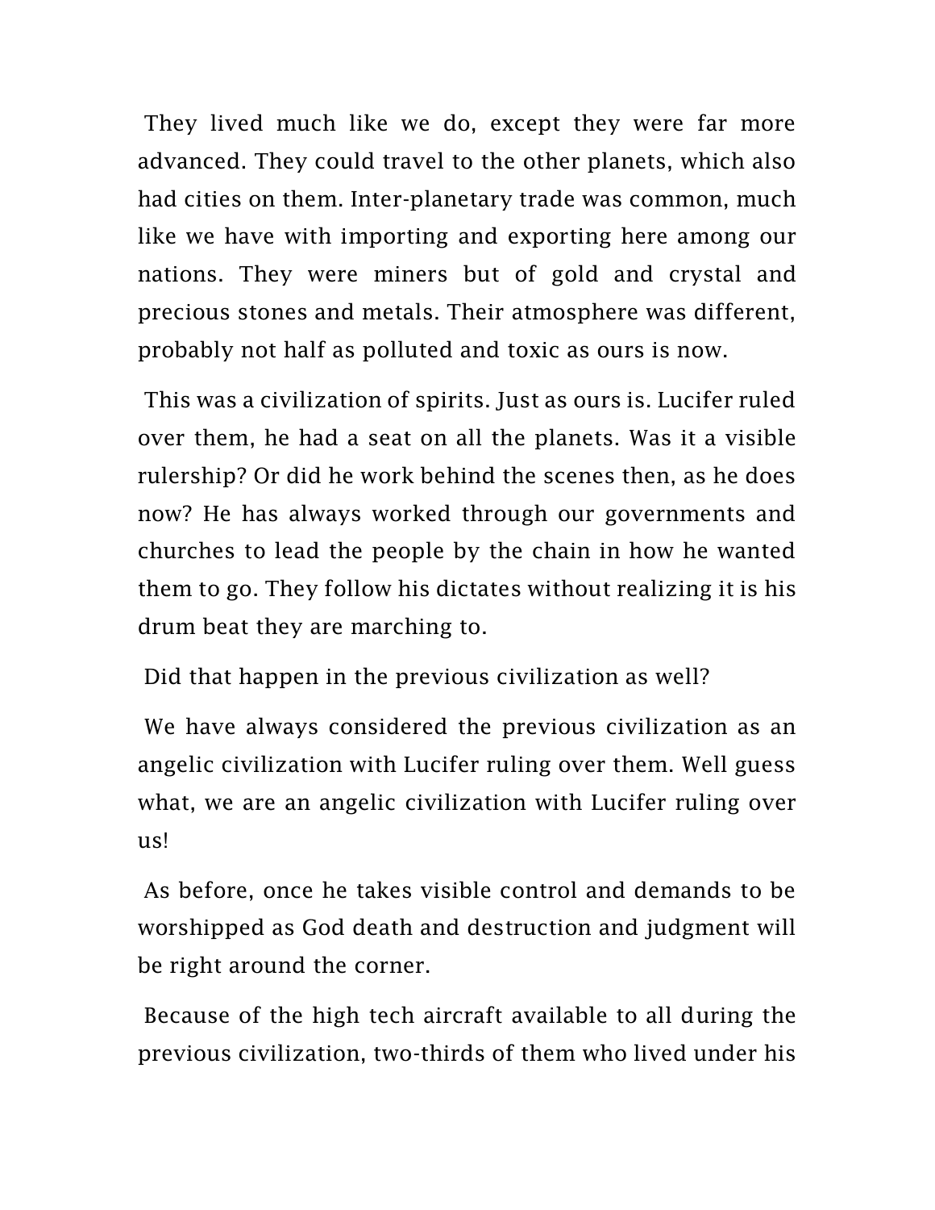They lived much like we do, except they were far more advanced. They could travel to the other planets, which also had cities on them. Inter-planetary trade was common, much like we have with importing and exporting here among our nations. They were miners but of gold and crystal and precious stones and metals. Their atmosphere was different, probably not half as polluted and toxic as ours is now.

This was a civilization of spirits. Just as ours is. Lucifer ruled over them, he had a seat on all the planets. Was it a visible rulership? Or did he work behind the scenes then, as he does now? He has always worked through our governments and churches to lead the people by the chain in how he wanted them to go. They follow his dictates without realizing it is his drum beat they are marching to.

Did that happen in the previous civilization as well?

We have always considered the previous civilization as an angelic civilization with Lucifer ruling over them. Well guess what, we are an angelic civilization with Lucifer ruling over us!

As before, once he takes visible control and demands to be worshipped as God death and destruction and judgment will be right around the corner.

Because of the high tech aircraft available to all during the previous civilization, two-thirds of them who lived under his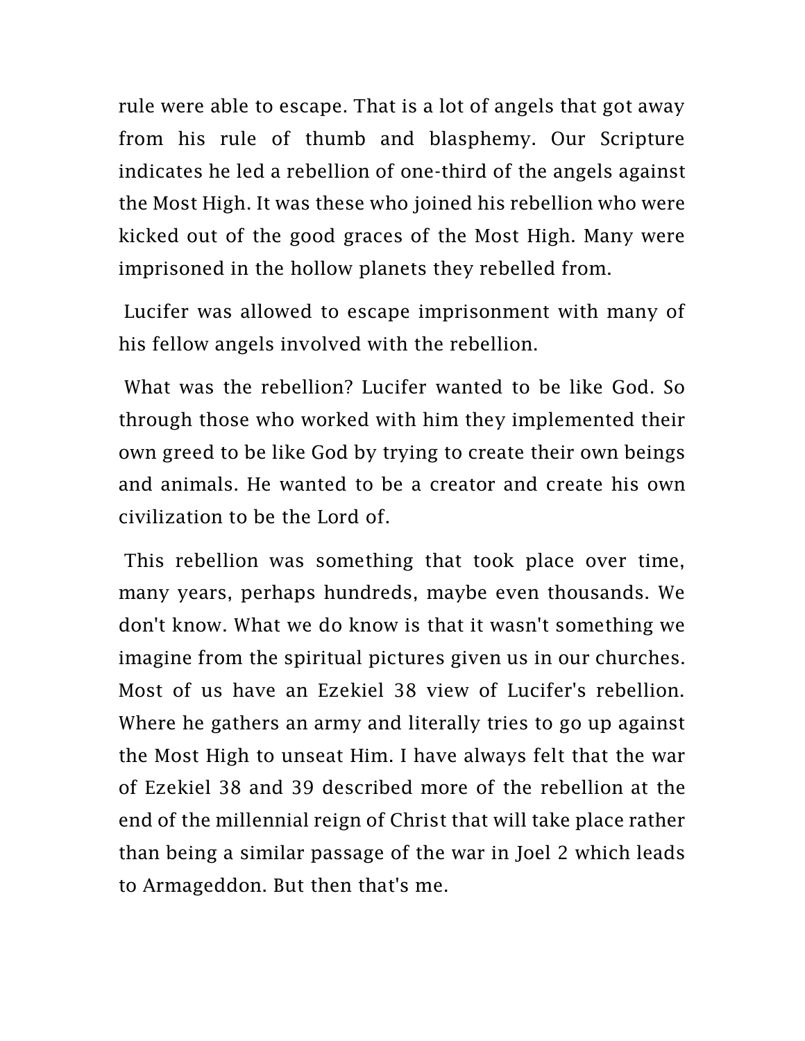rule were able to escape. That is a lot of angels that got away from his rule of thumb and blasphemy. Our Scripture indicates he led a rebellion of one-third of the angels against the Most High. It was these who joined his rebellion who were kicked out of the good graces of the Most High. Many were imprisoned in the hollow planets they rebelled from.

Lucifer was allowed to escape imprisonment with many of his fellow angels involved with the rebellion.

What was the rebellion? Lucifer wanted to be like God. So through those who worked with him they implemented their own greed to be like God by trying to create their own beings and animals. He wanted to be a creator and create his own civilization to be the Lord of.

This rebellion was something that took place over time, many years, perhaps hundreds, maybe even thousands. We don't know. What we do know is that it wasn't something we imagine from the spiritual pictures given us in our churches. Most of us have an Ezekiel 38 view of Lucifer's rebellion. Where he gathers an army and literally tries to go up against the Most High to unseat Him. I have always felt that the war of Ezekiel 38 and 39 described more of the rebellion at the end of the millennial reign of Christ that will take place rather than being a similar passage of the war in Joel 2 which leads to Armageddon. But then that's me.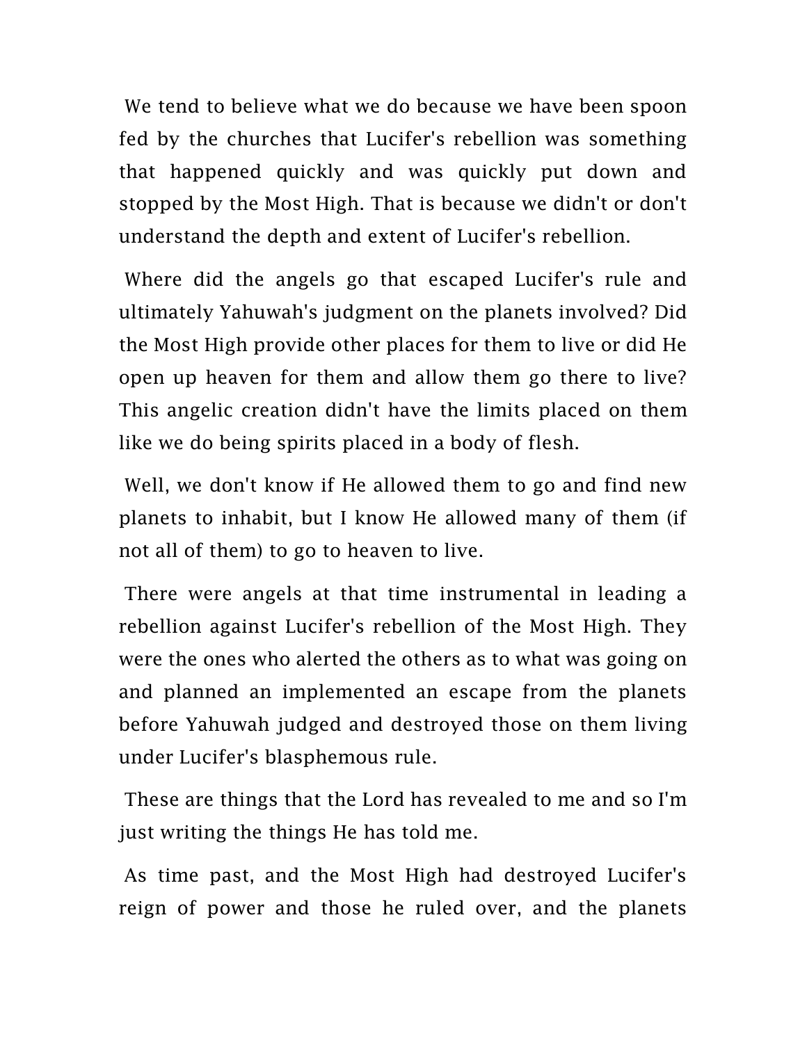We tend to believe what we do because we have been spoon fed by the churches that Lucifer's rebellion was something that happened quickly and was quickly put down and stopped by the Most High. That is because we didn't or don't understand the depth and extent of Lucifer's rebellion.

Where did the angels go that escaped Lucifer's rule and ultimately Yahuwah's judgment on the planets involved? Did the Most High provide other places for them to live or did He open up heaven for them and allow them go there to live? This angelic creation didn't have the limits placed on them like we do being spirits placed in a body of flesh.

Well, we don't know if He allowed them to go and find new planets to inhabit, but I know He allowed many of them (if not all of them) to go to heaven to live.

There were angels at that time instrumental in leading a rebellion against Lucifer's rebellion of the Most High. They were the ones who alerted the others as to what was going on and planned an implemented an escape from the planets before Yahuwah judged and destroyed those on them living under Lucifer's blasphemous rule.

These are things that the Lord has revealed to me and so I'm just writing the things He has told me.

As time past, and the Most High had destroyed Lucifer's reign of power and those he ruled over, and the planets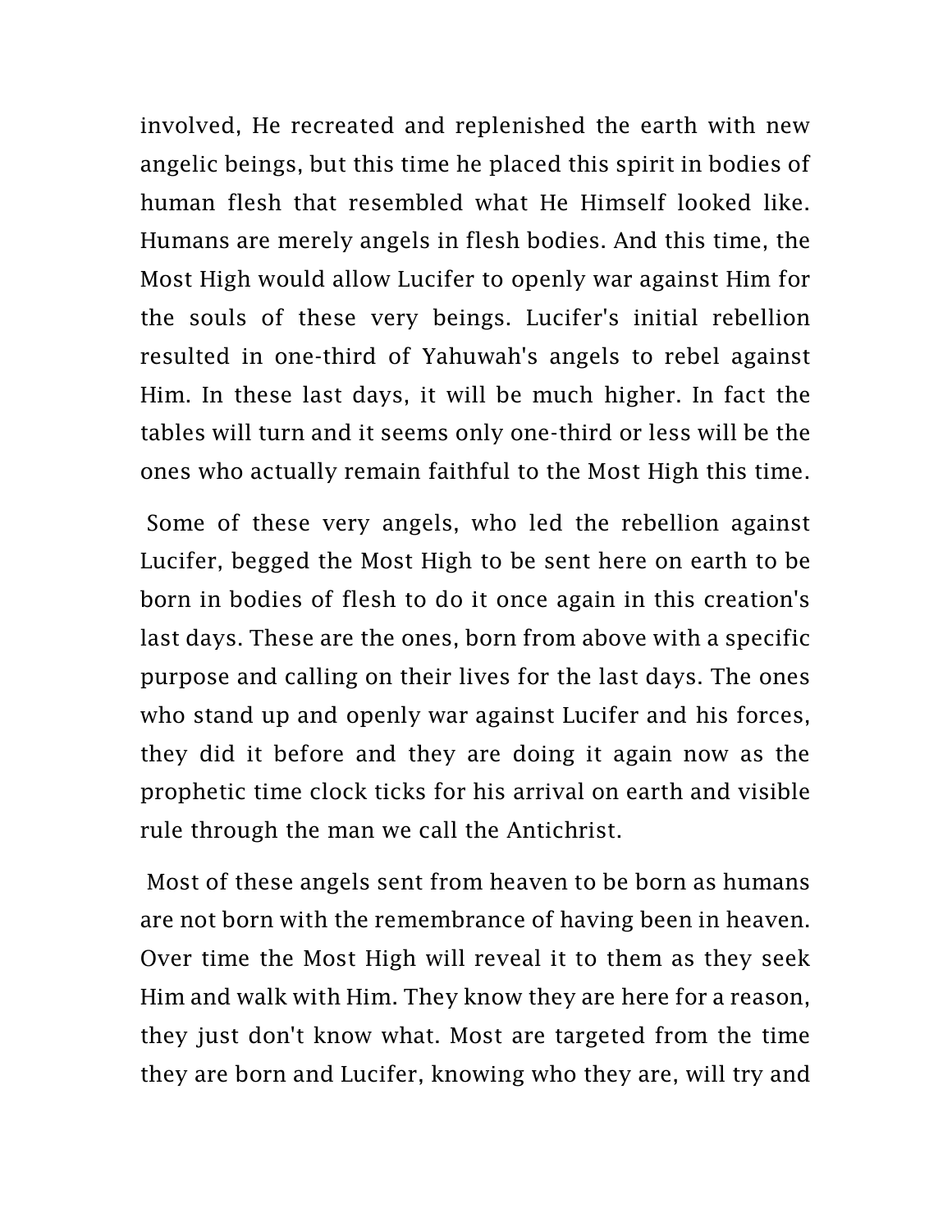involved, He recreated and replenished the earth with new angelic beings, but this time he placed this spirit in bodies of human flesh that resembled what He Himself looked like. Humans are merely angels in flesh bodies. And this time, the Most High would allow Lucifer to openly war against Him for the souls of these very beings. Lucifer's initial rebellion resulted in one-third of Yahuwah's angels to rebel against Him. In these last days, it will be much higher. In fact the tables will turn and it seems only one-third or less will be the ones who actually remain faithful to the Most High this time.

Some of these very angels, who led the rebellion against Lucifer, begged the Most High to be sent here on earth to be born in bodies of flesh to do it once again in this creation's last days. These are the ones, born from above with a specific purpose and calling on their lives for the last days. The ones who stand up and openly war against Lucifer and his forces, they did it before and they are doing it again now as the prophetic time clock ticks for his arrival on earth and visible rule through the man we call the Antichrist.

Most of these angels sent from heaven to be born as humans are not born with the remembrance of having been in heaven. Over time the Most High will reveal it to them as they seek Him and walk with Him. They know they are here for a reason, they just don't know what. Most are targeted from the time they are born and Lucifer, knowing who they are, will try and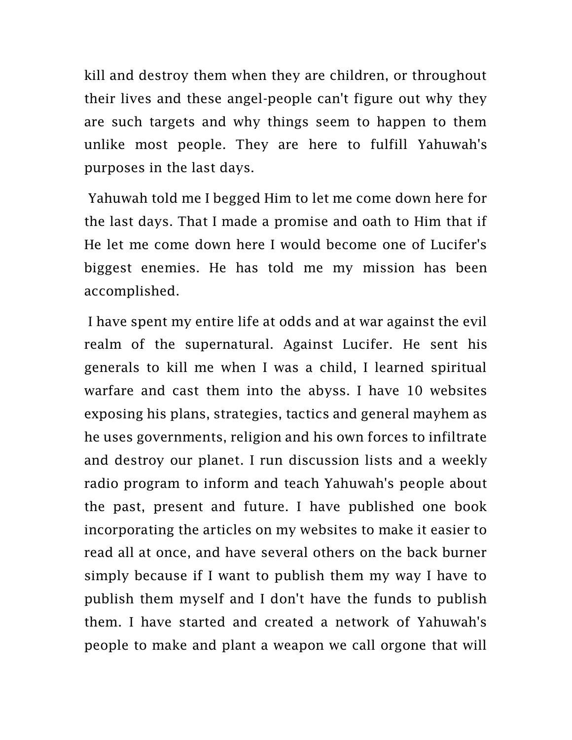kill and destroy them when they are children, or throughout their lives and these angel-people can't figure out why they are such targets and why things seem to happen to them unlike most people. They are here to fulfill Yahuwah's purposes in the last days.

Yahuwah told me I begged Him to let me come down here for the last days. That I made a promise and oath to Him that if He let me come down here I would become one of Lucifer's biggest enemies. He has told me my mission has been accomplished.

I have spent my entire life at odds and at war against the evil realm of the supernatural. Against Lucifer. He sent his generals to kill me when I was a child, I learned spiritual warfare and cast them into the abyss. I have 10 websites exposing his plans, strategies, tactics and general mayhem as he uses governments, religion and his own forces to infiltrate and destroy our planet. I run discussion lists and a weekly radio program to inform and teach Yahuwah's people about the past, present and future. I have published one book incorporating the articles on my websites to make it easier to read all at once, and have several others on the back burner simply because if I want to publish them my way I have to publish them myself and I don't have the funds to publish them. I have started and created a network of Yahuwah's people to make and plant a weapon we call orgone that will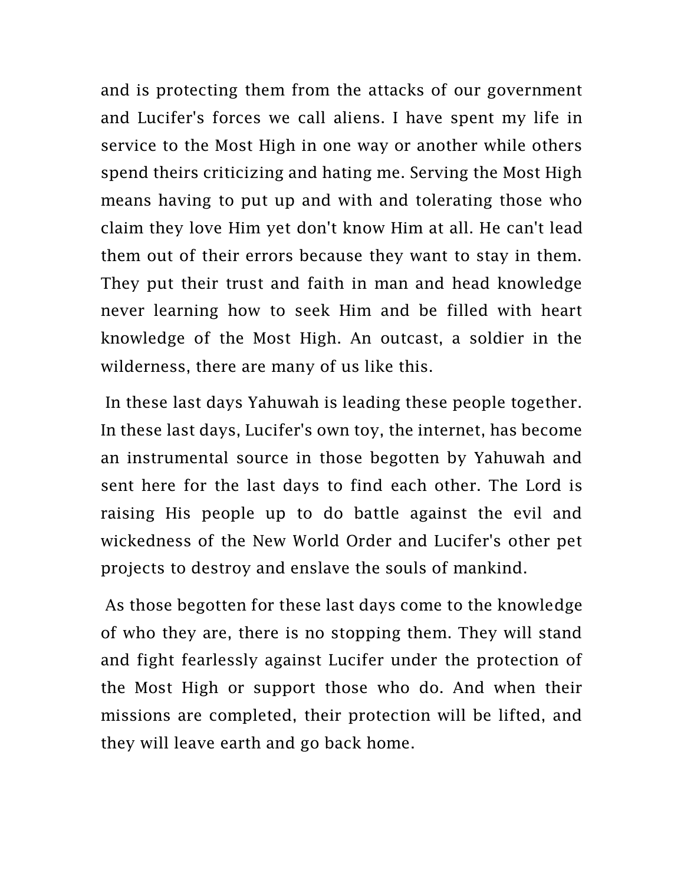and is protecting them from the attacks of our government and Lucifer's forces we call aliens. I have spent my life in service to the Most High in one way or another while others spend theirs criticizing and hating me. Serving the Most High means having to put up and with and tolerating those who claim they love Him yet don't know Him at all. He can't lead them out of their errors because they want to stay in them. They put their trust and faith in man and head knowledge never learning how to seek Him and be filled with heart knowledge of the Most High. An outcast, a soldier in the wilderness, there are many of us like this.

In these last days Yahuwah is leading these people together. In these last days, Lucifer's own toy, the internet, has become an instrumental source in those begotten by Yahuwah and sent here for the last days to find each other. The Lord is raising His people up to do battle against the evil and wickedness of the New World Order and Lucifer's other pet projects to destroy and enslave the souls of mankind.

As those begotten for these last days come to the knowledge of who they are, there is no stopping them. They will stand and fight fearlessly against Lucifer under the protection of the Most High or support those who do. And when their missions are completed, their protection will be lifted, and they will leave earth and go back home.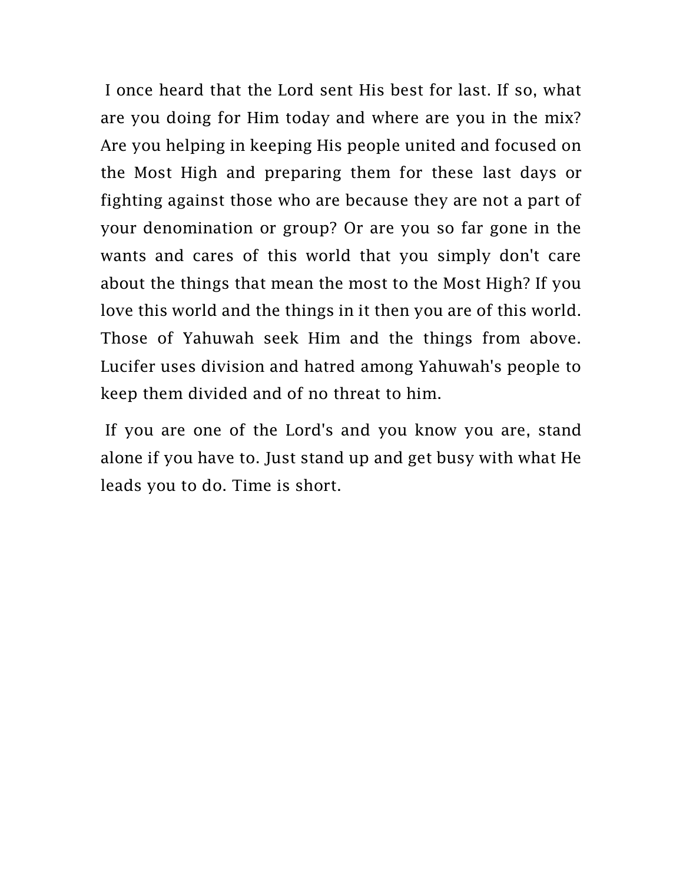I once heard that the Lord sent His best for last. If so, what are you doing for Him today and where are you in the mix? Are you helping in keeping His people united and focused on the Most High and preparing them for these last days or fighting against those who are because they are not a part of your denomination or group? Or are you so far gone in the wants and cares of this world that you simply don't care about the things that mean the most to the Most High? If you love this world and the things in it then you are of this world. Those of Yahuwah seek Him and the things from above. Lucifer uses division and hatred among Yahuwah's people to keep them divided and of no threat to him.

If you are one of the Lord's and you know you are, stand alone if you have to. Just stand up and get busy with what He leads you to do. Time is short.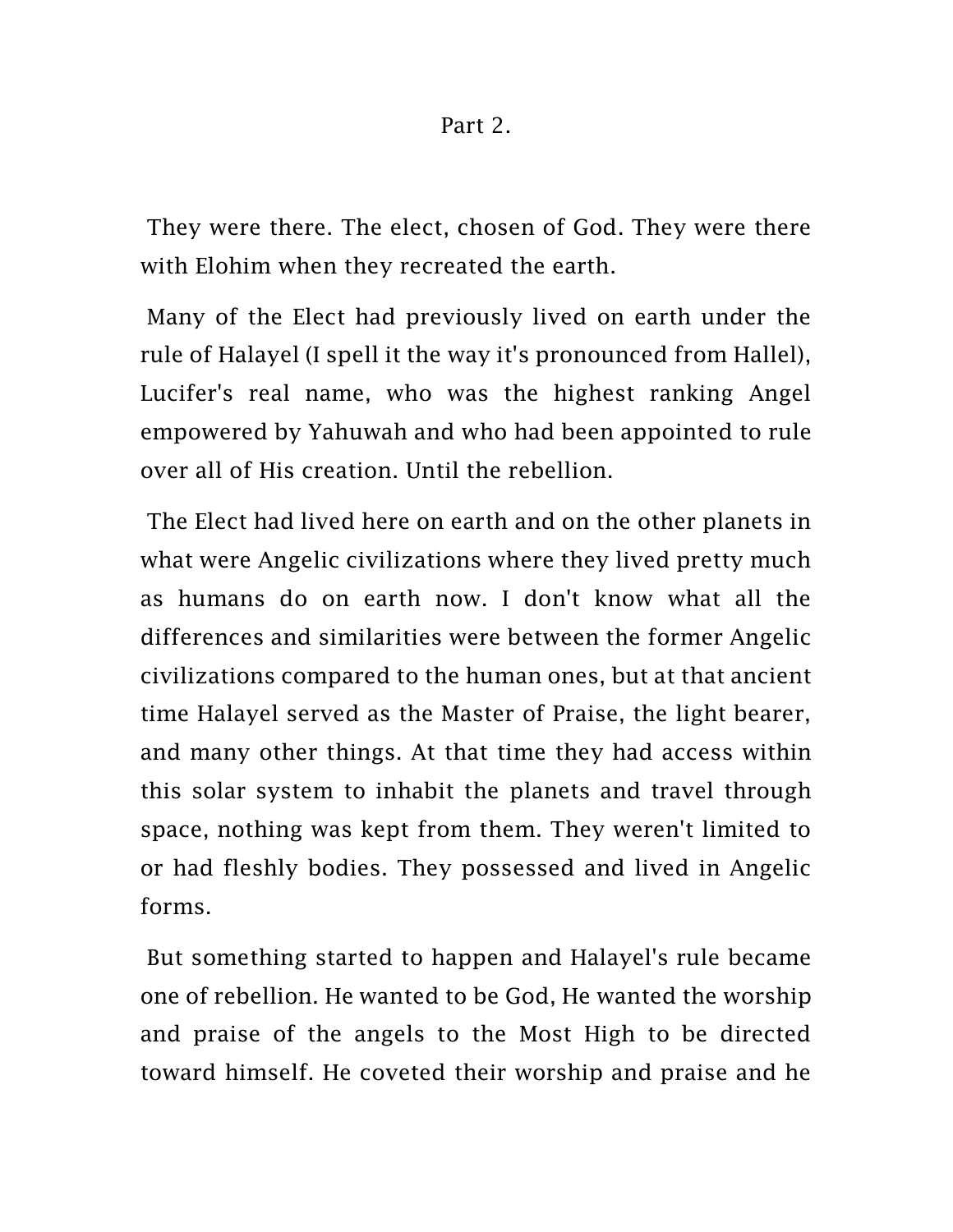## Part 2.

They were there. The elect, chosen of God. They were there with Elohim when they recreated the earth.

Many of the Elect had previously lived on earth under the rule of Halayel (I spell it the way it's pronounced from Hallel), Lucifer's real name, who was the highest ranking Angel empowered by Yahuwah and who had been appointed to rule over all of His creation. Until the rebellion.

The Elect had lived here on earth and on the other planets in what were Angelic civilizations where they lived pretty much as humans do on earth now. I don't know what all the differences and similarities were between the former Angelic civilizations compared to the human ones, but at that ancient time Halayel served as the Master of Praise, the light bearer, and many other things. At that time they had access within this solar system to inhabit the planets and travel through space, nothing was kept from them. They weren't limited to or had fleshly bodies. They possessed and lived in Angelic forms.

But something started to happen and Halayel's rule became one of rebellion. He wanted to be God, He wanted the worship and praise of the angels to the Most High to be directed toward himself. He coveted their worship and praise and he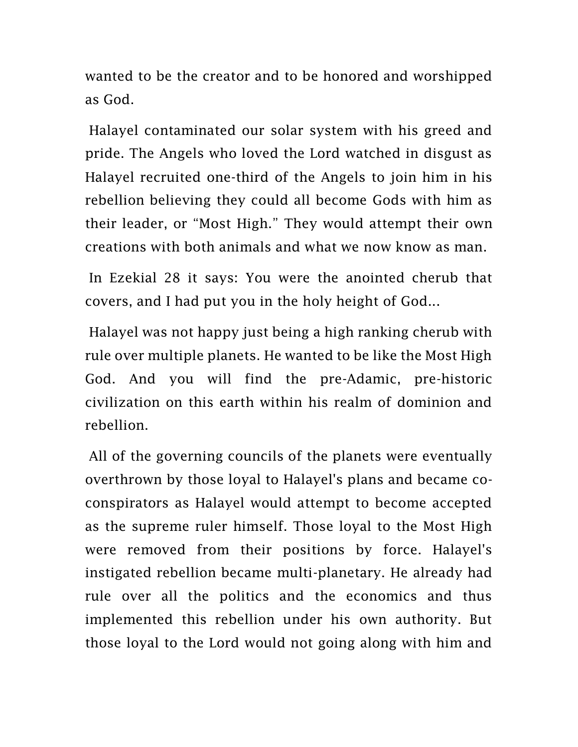wanted to be the creator and to be honored and worshipped as God.

Halayel contaminated our solar system with his greed and pride. The Angels who loved the Lord watched in disgust as Halayel recruited one-third of the Angels to join him in his rebellion believing they could all become Gods with him as their leader, or "Most High." They would attempt their own creations with both animals and what we now know as man.

In Ezekial 28 it says: You were the anointed cherub that covers, and I had put you in the holy height of God...

Halayel was not happy just being a high ranking cherub with rule over multiple planets. He wanted to be like the Most High God. And you will find the pre-Adamic, pre-historic civilization on this earth within his realm of dominion and rebellion.

All of the governing councils of the planets were eventually overthrown by those loyal to Halayel's plans and became co-conspirators as Halayel would attempt to become accepted as the supreme ruler himself. Those loyal to the Most High were removed from their positions by force. Halayel's instigated rebellion became multi-planetary. He already had rule over all the politics and the economics and thus implemented this rebellion under his own authority. But those loyal to the Lord would not going along with him and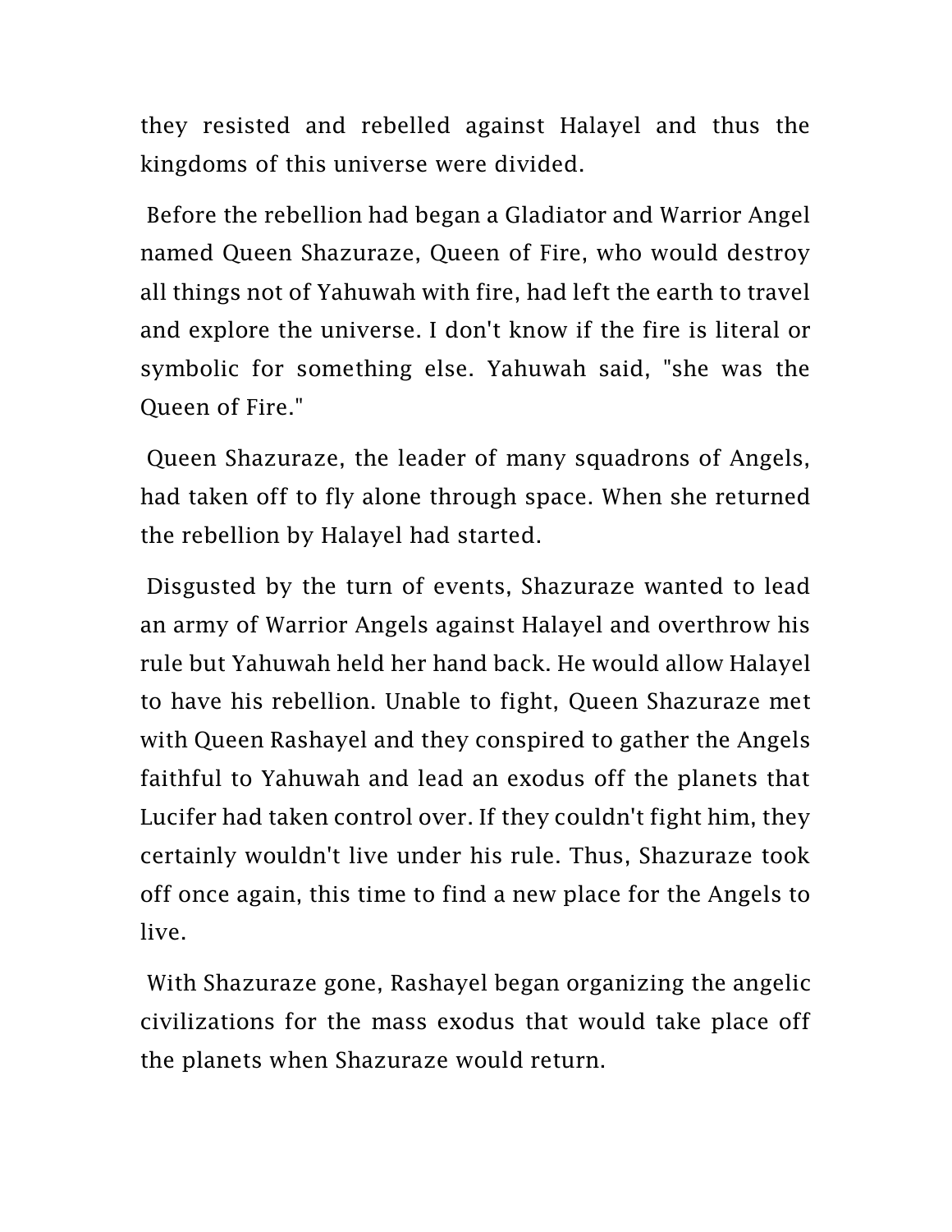they resisted and rebelled against Halayel and thus the kingdoms of this universe were divided.

Before the rebellion had began a Gladiator and Warrior Angel named Queen Shazuraze, Queen of Fire, who would destroy all things not of Yahuwah with fire, had left the earth to travel and explore the universe. I don't know if the fire is literal or symbolic for something else. Yahuwah said, "she was the Queen of Fire."

Queen Shazuraze, the leader of many squadrons of Angels, had taken off to fly alone through space. When she returned the rebellion by Halayel had started.

Disgusted by the turn of events, Shazuraze wanted to lead an army of Warrior Angels against Halayel and overthrow his rule but Yahuwah held her hand back. He would allow Halayel to have his rebellion. Unable to fight, Queen Shazuraze met with Queen Rashayel and they conspired to gather the Angels faithful to Yahuwah and lead an exodus off the planets that Lucifer had taken control over. If they couldn't fight him, they certainly wouldn't live under his rule. Thus, Shazuraze took off once again, this time to find a new place for the Angels to live.

With Shazuraze gone, Rashayel began organizing the angelic civilizations for the mass exodus that would take place off the planets when Shazuraze would return.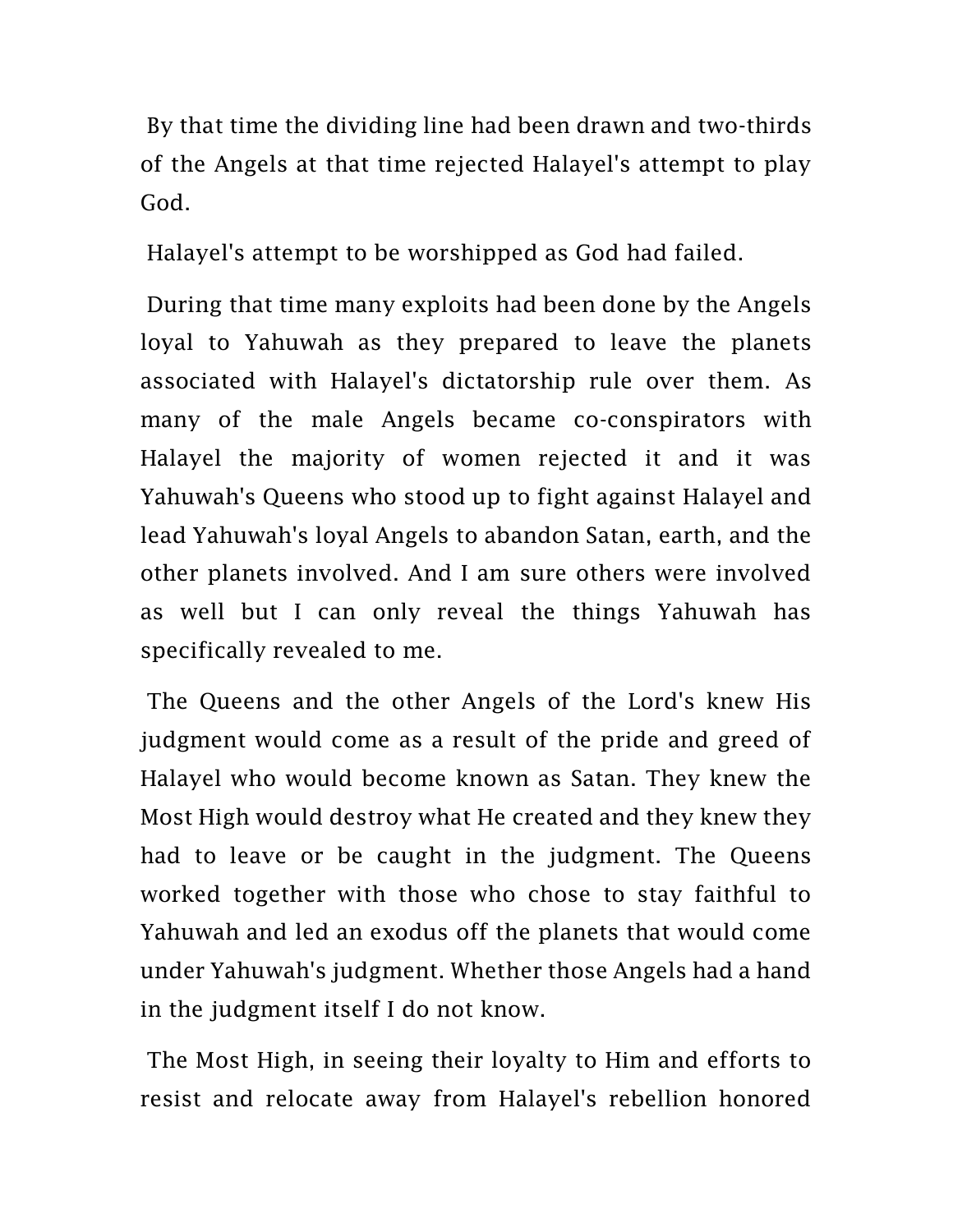By that time the dividing line had been drawn and two-thirds of the Angels at that time rejected Halayel's attempt to play God.

Halayel's attempt to be worshipped as God had failed.

During that time many exploits had been done by the Angels loyal to Yahuwah as they prepared to leave the planets associated with Halayel's dictatorship rule over them. As many of the male Angels became co-conspirators with Halayel the majority of women rejected it and it was Yahuwah's Queens who stood up to fight against Halayel and lead Yahuwah's loyal Angels to abandon Satan, earth, and the other planets involved. And I am sure others were involved as well but I can only reveal the things Yahuwah has specifically revealed to me.

The Queens and the other Angels of the Lord's knew His judgment would come as a result of the pride and greed of Halayel who would become known as Satan. They knew the Most High would destroy what He created and they knew they had to leave or be caught in the judgment. The Queens worked together with those who chose to stay faithful to Yahuwah and led an exodus off the planets that would come under Yahuwah's judgment. Whether those Angels had a hand in the judgment itself I do not know.

The Most High, in seeing their loyalty to Him and efforts to resist and relocate away from Halayel's rebellion honored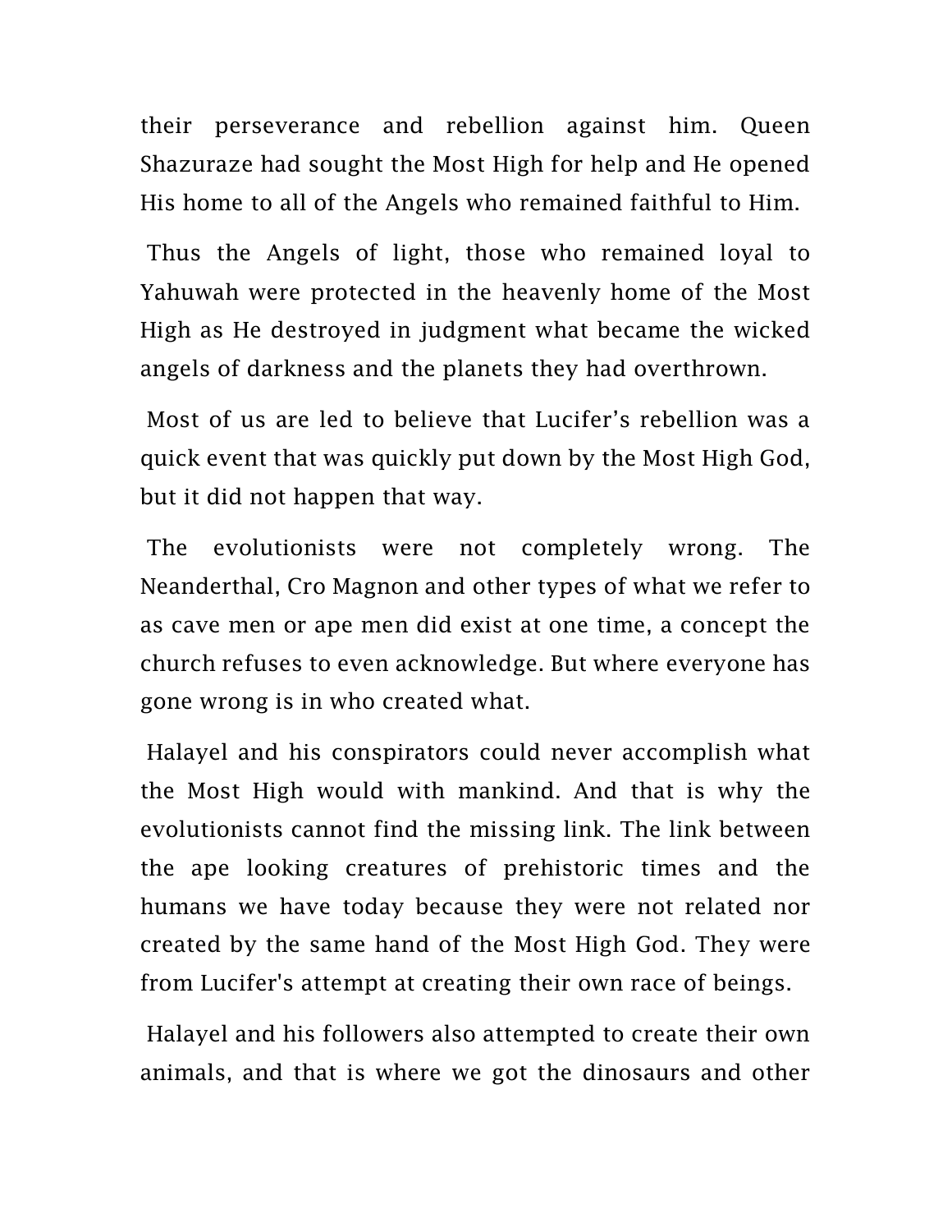their perseverance and rebellion against him. Queen Shazuraze had sought the Most High for help and He opened His home to all of the Angels who remained faithful to Him.

Thus the Angels of light, those who remained loyal to Yahuwah were protected in the heavenly home of the Most High as He destroyed in judgment what became the wicked angels of darkness and the planets they had overthrown.

Most of us are led to believe that Lucifer's rebellion was a quick event that was quickly put down by the Most High God, but it did not happen that way.

The evolutionists were not completely wrong. The Neanderthal, Cro Magnon and other types of what we refer to as cave men or ape men did exist at one time, a concept the church refuses to even acknowledge. But where everyone has gone wrong is in who created what.

Halayel and his conspirators could never accomplish what the Most High would with mankind. And that is why the evolutionists cannot find the missing link. The link between the ape looking creatures of prehistoric times and the humans we have today because they were not related nor created by the same hand of the Most High God. They were from Lucifer's attempt at creating their own race of beings.

Halayel and his followers also attempted to create their own animals, and that is where we got the dinosaurs and other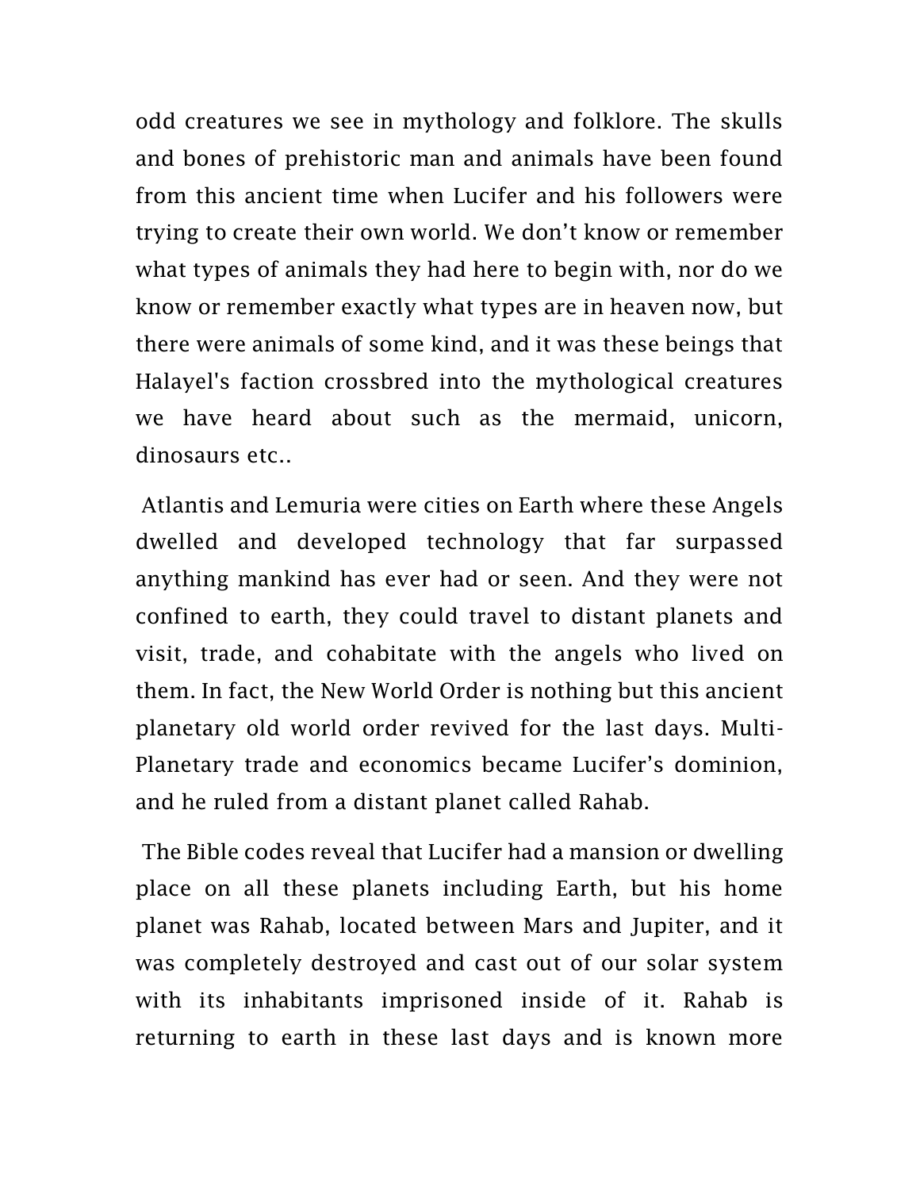odd creatures we see in mythology and folklore. The skulls and bones of prehistoric man and animals have been found from this ancient time when Lucifer and his followers were trying to create their own world. We don't know or remember what types of animals they had here to begin with, nor do we know or remember exactly what types are in heaven now, but there were animals of some kind, and it was these beings that Halayel's faction crossbred into the mythological creatures we have heard about such as the mermaid, unicorn, dinosaurs etc..

Atlantis and Lemuria were cities on Earth where these Angels dwelled and developed technology that far surpassed anything mankind has ever had or seen. And they were not confined to earth, they could travel to distant planets and visit, trade, and cohabitate with the angels who lived on them. In fact, the New World Order is nothing but this ancient planetary old world order revived for the last days. Multi-Planetary trade and economics became Lucifer's dominion, and he ruled from a distant planet called Rahab.

The Bible codes reveal that Lucifer had a mansion or dwelling place on all these planets including Earth, but his home planet was Rahab, located between Mars and Jupiter, and it was completely destroyed and cast out of our solar system with its inhabitants imprisoned inside of it. Rahab is returning to earth in these last days and is known more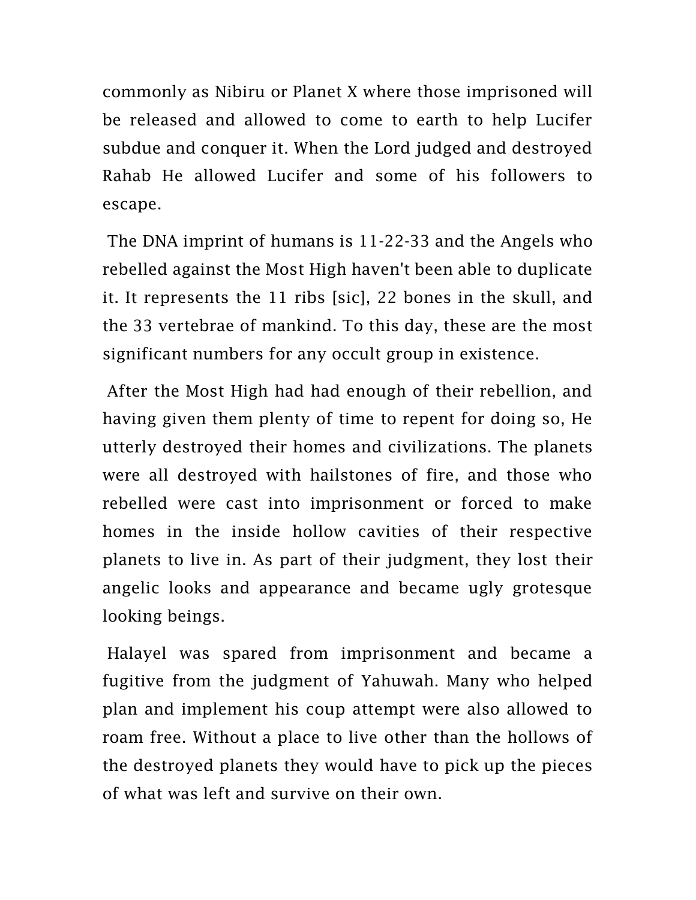commonly as Nibiru or Planet X where those imprisoned will be released and allowed to come to earth to help Lucifer subdue and conquer it. When the Lord judged and destroyed Rahab He allowed Lucifer and some of his followers to escape.

The DNA imprint of humans is 11-22-33 and the Angels who rebelled against the Most High haven't been able to duplicate it. It represents the 11 ribs [sic], 22 bones in the skull, and the 33 vertebrae of mankind. To this day, these are the most significant numbers for any occult group in existence.

After the Most High had had enough of their rebellion, and having given them plenty of time to repent for doing so, He utterly destroyed their homes and civilizations. The planets were all destroyed with hailstones of fire, and those who rebelled were cast into imprisonment or forced to make homes in the inside hollow cavities of their respective planets to live in. As part of their judgment, they lost their angelic looks and appearance and became ugly grotesque looking beings.

Halayel was spared from imprisonment and became a fugitive from the judgment of Yahuwah. Many who helped plan and implement his coup attempt were also allowed to roam free. Without a place to live other than the hollows of the destroyed planets they would have to pick up the pieces of what was left and survive on their own.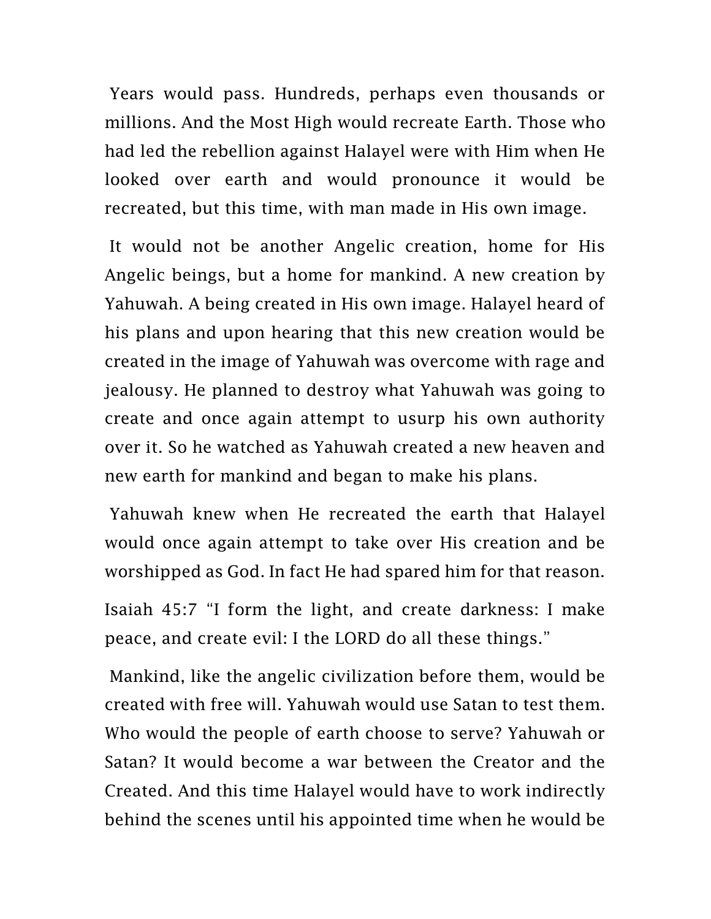Years would pass. Hundreds, perhaps even thousands or millions. And the Most High would recreate Earth. Those who had led the rebellion against Halayel were with Him when He looked over earth and would pronounce it would be recreated, but this time, with man made in His own image.

It would not be another Angelic creation, home for His Angelic beings, but a home for mankind. A new creation by Yahuwah. A being created in His own image. Halayel heard of his plans and upon hearing that this new creation would be created in the image of Yahuwah was overcome with rage and jealousy. He planned to destroy what Yahuwah was going to create and once again attempt to usurp his own authority over it. So he watched as Yahuwah created a new heaven and new earth for mankind and began to make his plans.

Yahuwah knew when He recreated the earth that Halayel would once again attempt to take over His creation and be worshipped as God. In fact He had spared him for that reason.

Isaiah 45:7 "I form the light, and create darkness: I make peace, and create evil: I the LORD do all these things."

Mankind, like the angelic civilization before them, would be created with free will. Yahuwah would use Satan to test them. Who would the people of earth choose to serve? Yahuwah or Satan? It would become a war between the Creator and the Created. And this time Halayel would have to work indirectly behind the scenes until his appointed time when he would be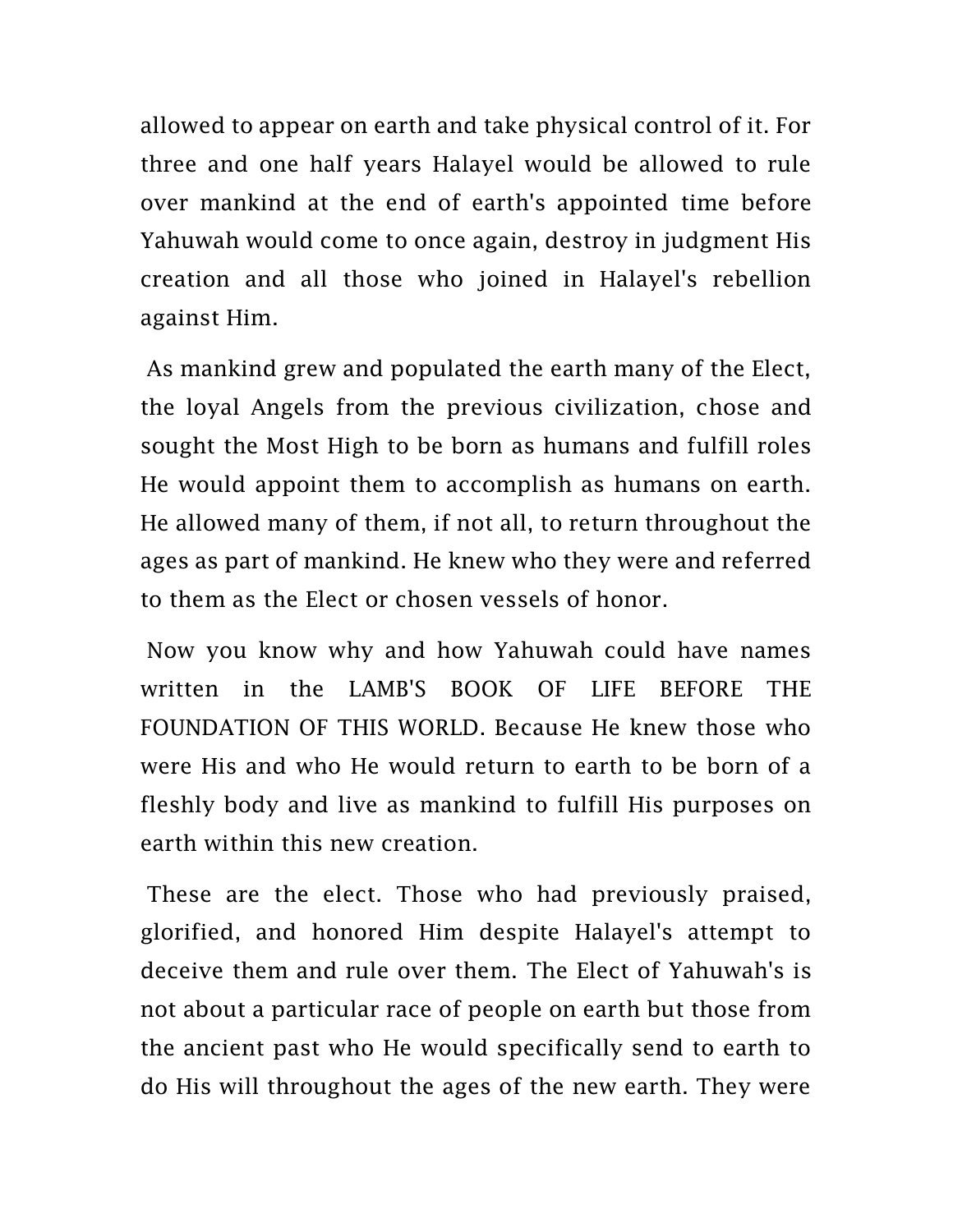allowed to appear on earth and take physical control of it. For three and one half years Halayel would be allowed to rule over mankind at the end of earth's appointed time before Yahuwah would come to once again, destroy in judgment His creation and all those who joined in Halayel's rebellion against Him.

As mankind grew and populated the earth many of the Elect, the loyal Angels from the previous civilization, chose and sought the Most High to be born as humans and fulfill roles He would appoint them to accomplish as humans on earth. He allowed many of them, if not all, to return throughout the ages as part of mankind. He knew who they were and referred to them as the Elect or chosen vessels of honor.

Now you know why and how Yahuwah could have names written in the LAMB'S BOOK OF LIFE BEFORE THE FOUNDATION OF THIS WORLD. Because He knew those who were His and who He would return to earth to be born of a fleshly body and live as mankind to fulfill His purposes on earth within this new creation.

These are the elect. Those who had previously praised, glorified, and honored Him despite Halayel's attempt to deceive them and rule over them. The Elect of Yahuwah's is not about a particular race of people on earth but those from the ancient past who He would specifically send to earth to do His will throughout the ages of the new earth. They were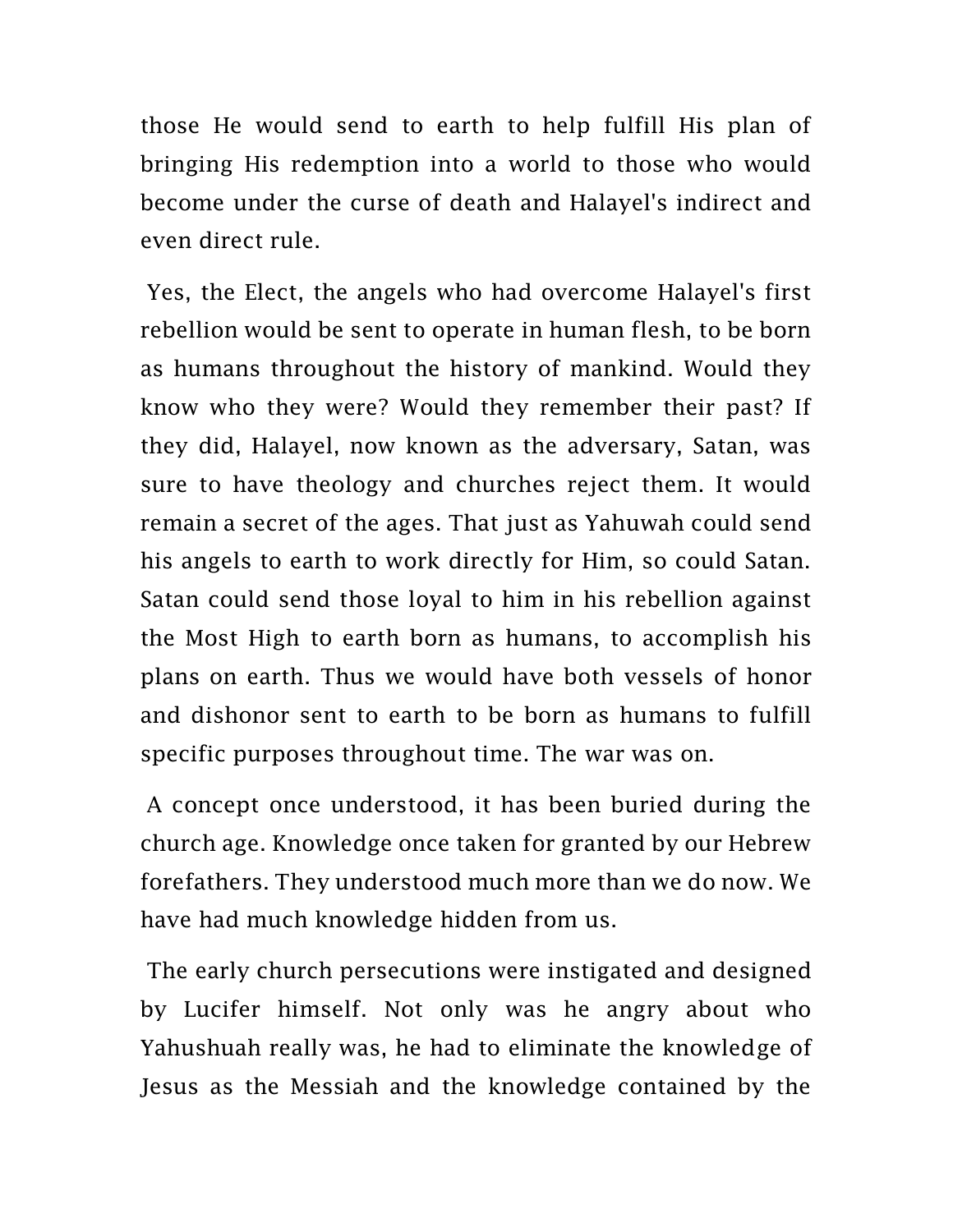those He would send to earth to help fulfill His plan of bringing His redemption into a world to those who would become under the curse of death and Halayel's indirect and even direct rule.

Yes, the Elect, the angels who had overcome Halayel's first rebellion would be sent to operate in human flesh, to be born as humans throughout the history of mankind. Would they know who they were? Would they remember their past? If they did, Halayel, now known as the adversary, Satan, was sure to have theology and churches reject them. It would remain a secret of the ages. That just as Yahuwah could send his angels to earth to work directly for Him, so could Satan. Satan could send those loyal to him in his rebellion against the Most High to earth born as humans, to accomplish his plans on earth. Thus we would have both vessels of honor and dishonor sent to earth to be born as humans to fulfill specific purposes throughout time. The war was on.

A concept once understood, it has been buried during the church age. Knowledge once taken for granted by our Hebrew forefathers. They understood much more than we do now. We have had much knowledge hidden from us.

The early church persecutions were instigated and designed by Lucifer himself. Not only was he angry about who Yahushuah really was, he had to eliminate the knowledge of Jesus as the Messiah and the knowledge contained by the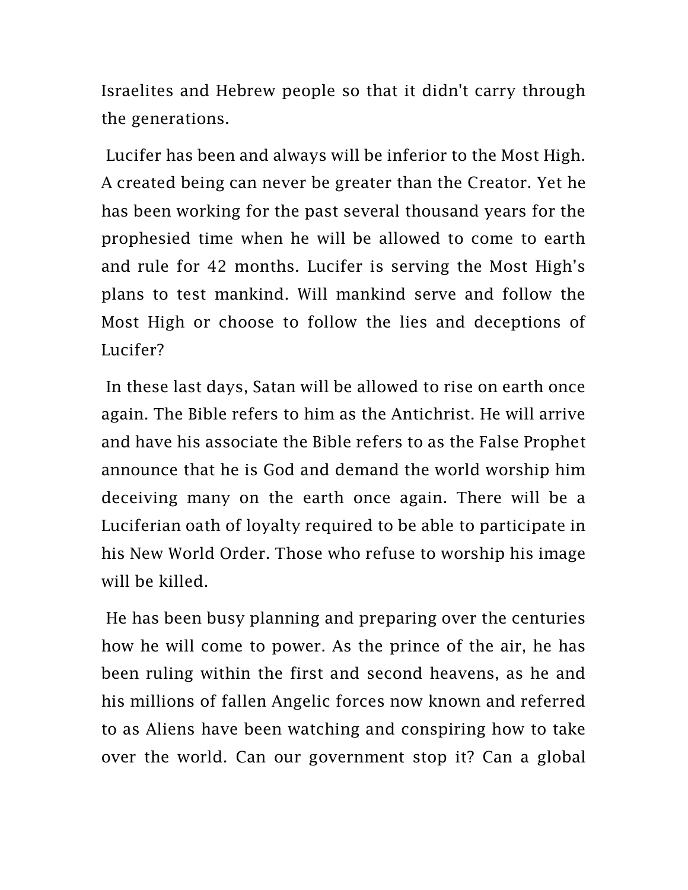Israelites and Hebrew people so that it didn't carry through the generations.

Lucifer has been and always will be inferior to the Most High. A created being can never be greater than the Creator. Yet he has been working for the past several thousand years for the prophesied time when he will be allowed to come to earth and rule for 42 months. Lucifer is serving the Most High's plans to test mankind. Will mankind serve and follow the Most High or choose to follow the lies and deceptions of Lucifer?

In these last days, Satan will be allowed to rise on earth once again. The Bible refers to him as the Antichrist. He will arrive and have his associate the Bible refers to as the False Prophet announce that he is God and demand the world worship him deceiving many on the earth once again. There will be a Luciferian oath of loyalty required to be able to participate in his New World Order. Those who refuse to worship his image will be killed.

He has been busy planning and preparing over the centuries how he will come to power. As the prince of the air, he has been ruling within the first and second heavens, as he and his millions of fallen Angelic forces now known and referred to as Aliens have been watching and conspiring how to take over the world. Can our government stop it? Can a global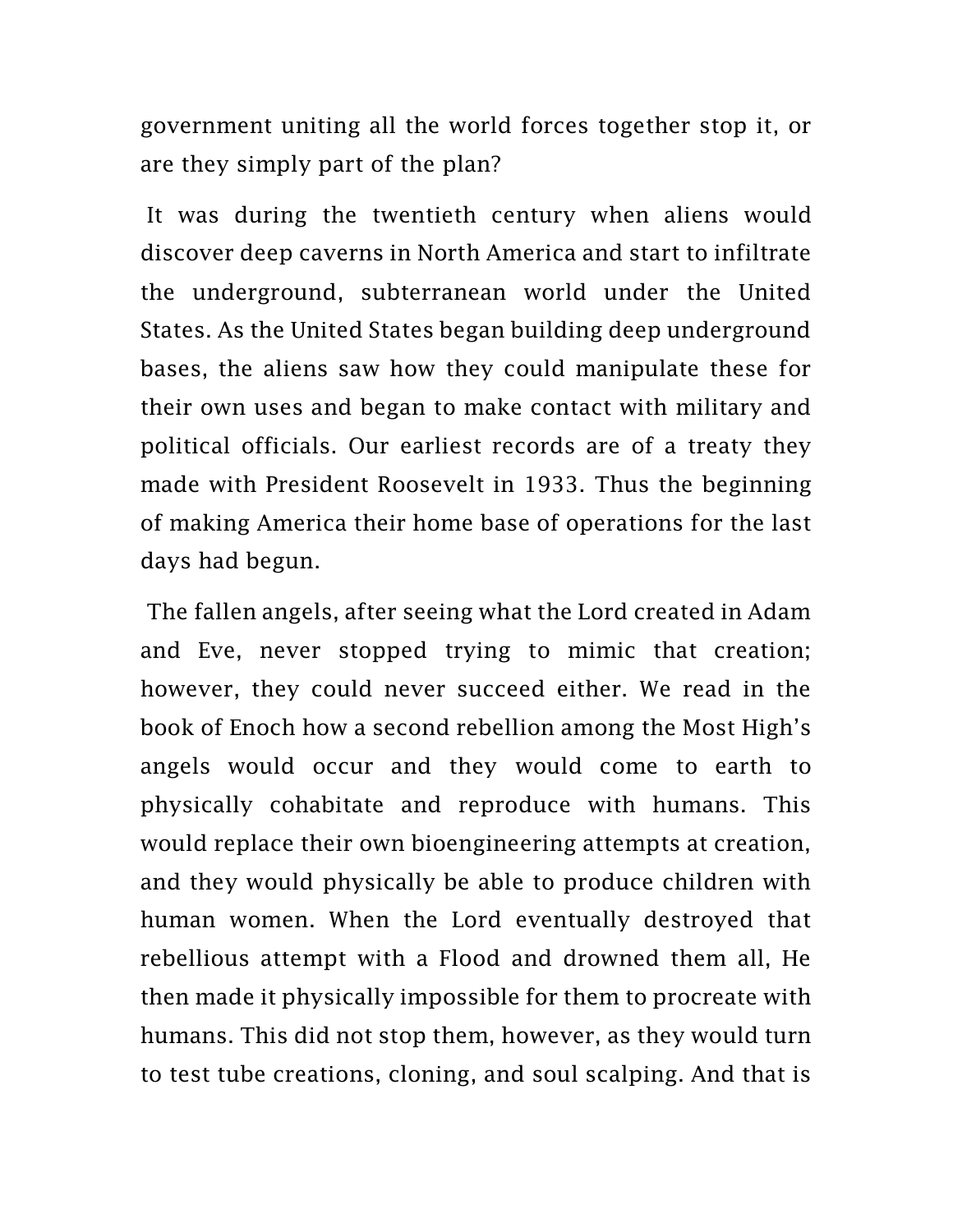government uniting all the world forces together stop it, or are they simply part of the plan?

It was during the twentieth century when aliens would discover deep caverns in North America and start to infiltrate the underground, subterranean world under the United States. As the United States began building deep underground bases, the aliens saw how they could manipulate these for their own uses and began to make contact with military and political officials. Our earliest records are of a treaty they made with President Roosevelt in 1933. Thus the beginning of making America their home base of operations for the last days had begun.

The fallen angels, after seeing what the Lord created in Adam and Eve, never stopped trying to mimic that creation; however, they could never succeed either. We read in the book of Enoch how a second rebellion among the Most High's angels would occur and they would come to earth to physically cohabitate and reproduce with humans. This would replace their own bioengineering attempts at creation, and they would physically be able to produce children with human women. When the Lord eventually destroyed that rebellious attempt with a Flood and drowned them all, He then made it physically impossible for them to procreate with humans. This did not stop them, however, as they would turn to test tube creations, cloning, and soul scalping. And that is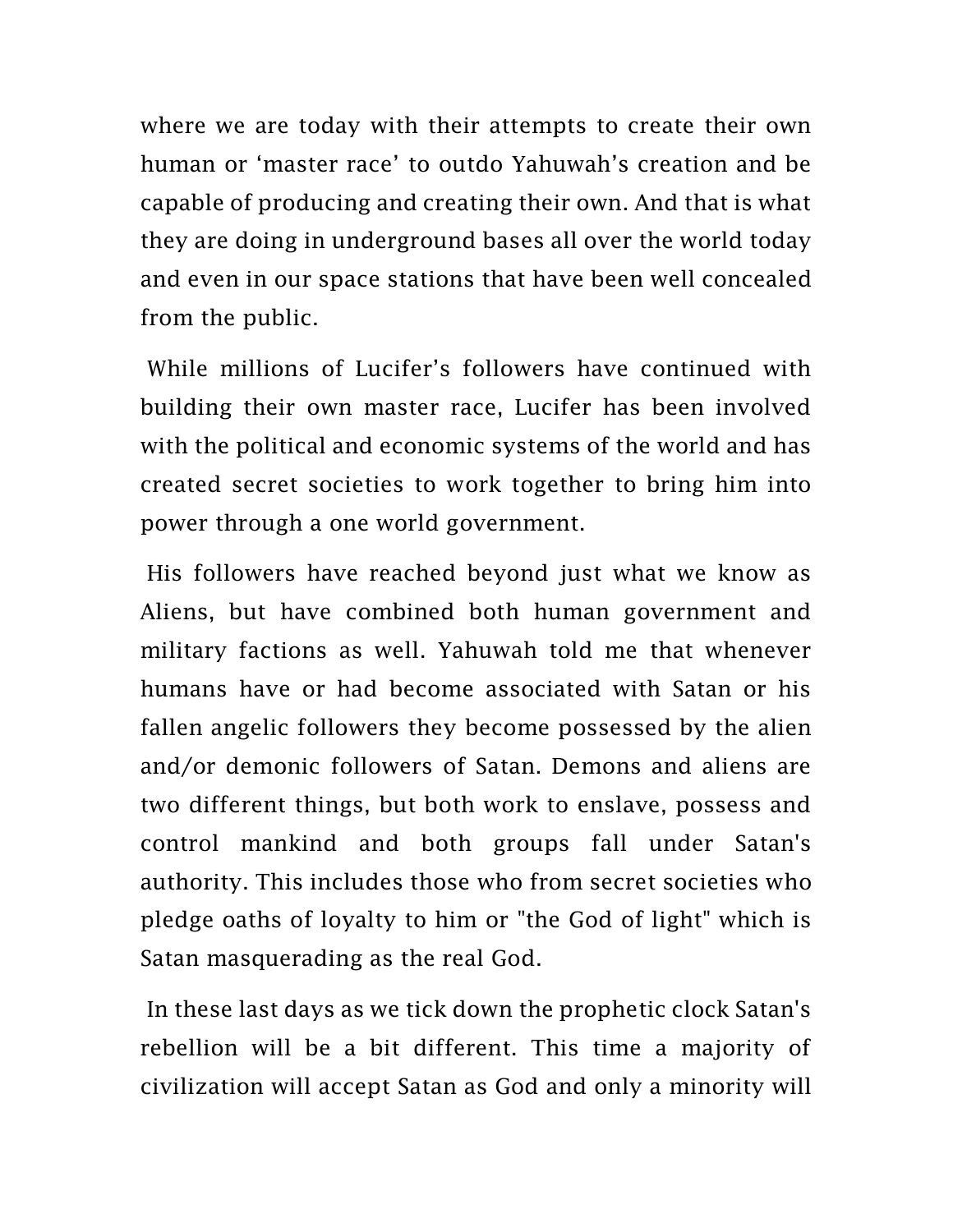where we are today with their attempts to create their own human or 'master race' to outdo Yahuwah's creation and be capable of producing and creating their own. And that is what they are doing in underground bases all over the world today and even in our space stations that have been well concealed from the public.

While millions of Lucifer's followers have continued with building their own master race, Lucifer has been involved with the political and economic systems of the world and has created secret societies to work together to bring him into power through a one world government.

His followers have reached beyond just what we know as Aliens, but have combined both human government and military factions as well. Yahuwah told me that whenever humans have or had become associated with Satan or his fallen angelic followers they become possessed by the alien and/or demonic followers of Satan. Demons and aliens are two different things, but both work to enslave, possess and control mankind and both groups fall under Satan's authority. This includes those who from secret societies who pledge oaths of loyalty to him or "the God of light" which is Satan masquerading as the real God.

In these last days as we tick down the prophetic clock Satan's rebellion will be a bit different. This time a majority of civilization will accept Satan as God and only a minority will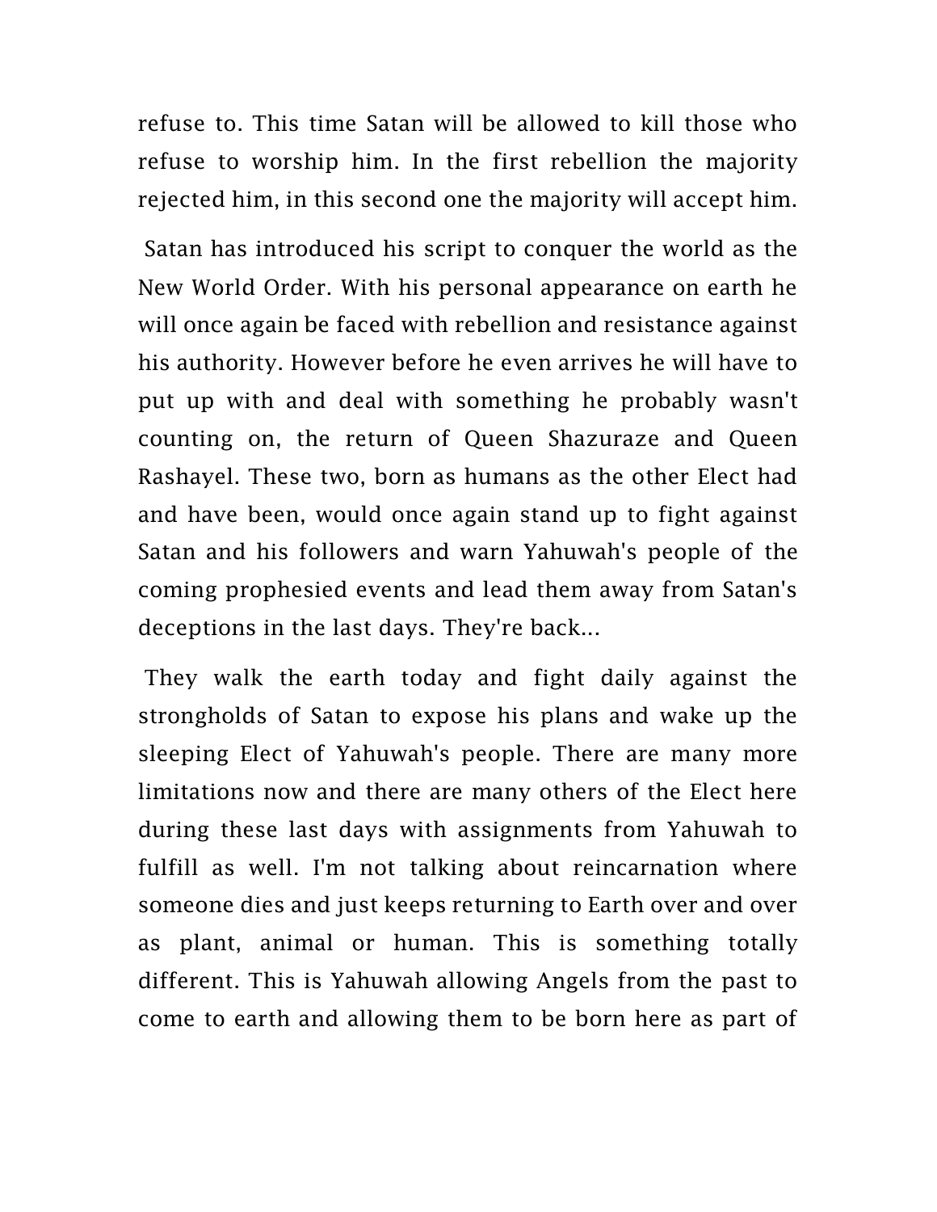refuse to. This time Satan will be allowed to kill those who refuse to worship him. In the first rebellion the majority rejected him, in this second one the majority will accept him.

Satan has introduced his script to conquer the world as the New World Order. With his personal appearance on earth he will once again be faced with rebellion and resistance against his authority. However before he even arrives he will have to put up with and deal with something he probably wasn't counting on, the return of Queen Shazuraze and Queen Rashayel. These two, born as humans as the other Elect had and have been, would once again stand up to fight against Satan and his followers and warn Yahuwah's people of the coming prophesied events and lead them away from Satan's deceptions in the last days. They're back...

They walk the earth today and fight daily against the strongholds of Satan to expose his plans and wake up the sleeping Elect of Yahuwah's people. There are many more limitations now and there are many others of the Elect here during these last days with assignments from Yahuwah to fulfill as well. I'm not talking about reincarnation where someone dies and just keeps returning to Earth over and over as plant, animal or human. This is something totally different. This is Yahuwah allowing Angels from the past to come to earth and allowing them to be born here as part of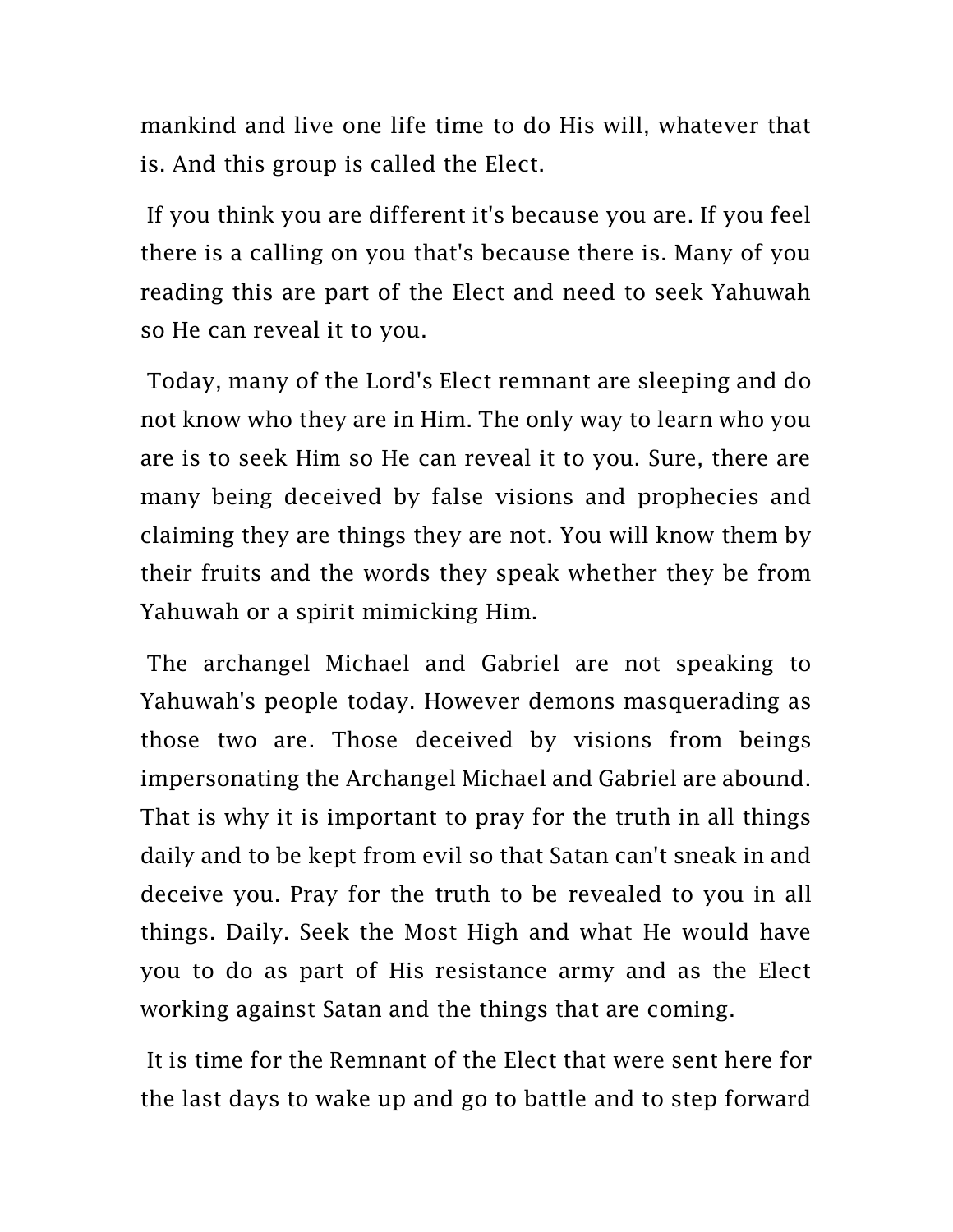mankind and live one life time to do His will, whatever that is. And this group is called the Elect.

If you think you are different it's because you are. If you feel there is a calling on you that's because there is. Many of you reading this are part of the Elect and need to seek Yahuwah so He can reveal it to you.

Today, many of the Lord's Elect remnant are sleeping and do not know who they are in Him. The only way to learn who you are is to seek Him so He can reveal it to you. Sure, there are many being deceived by false visions and prophecies and claiming they are things they are not. You will know them by their fruits and the words they speak whether they be from Yahuwah or a spirit mimicking Him.

The archangel Michael and Gabriel are not speaking to Yahuwah's people today. However demons masquerading as those two are. Those deceived by visions from beings impersonating the Archangel Michael and Gabriel are abound. That is why it is important to pray for the truth in all things daily and to be kept from evil so that Satan can't sneak in and deceive you. Pray for the truth to be revealed to you in all things. Daily. Seek the Most High and what He would have you to do as part of His resistance army and as the Elect working against Satan and the things that are coming.

It is time for the Remnant of the Elect that were sent here for the last days to wake up and go to battle and to step forward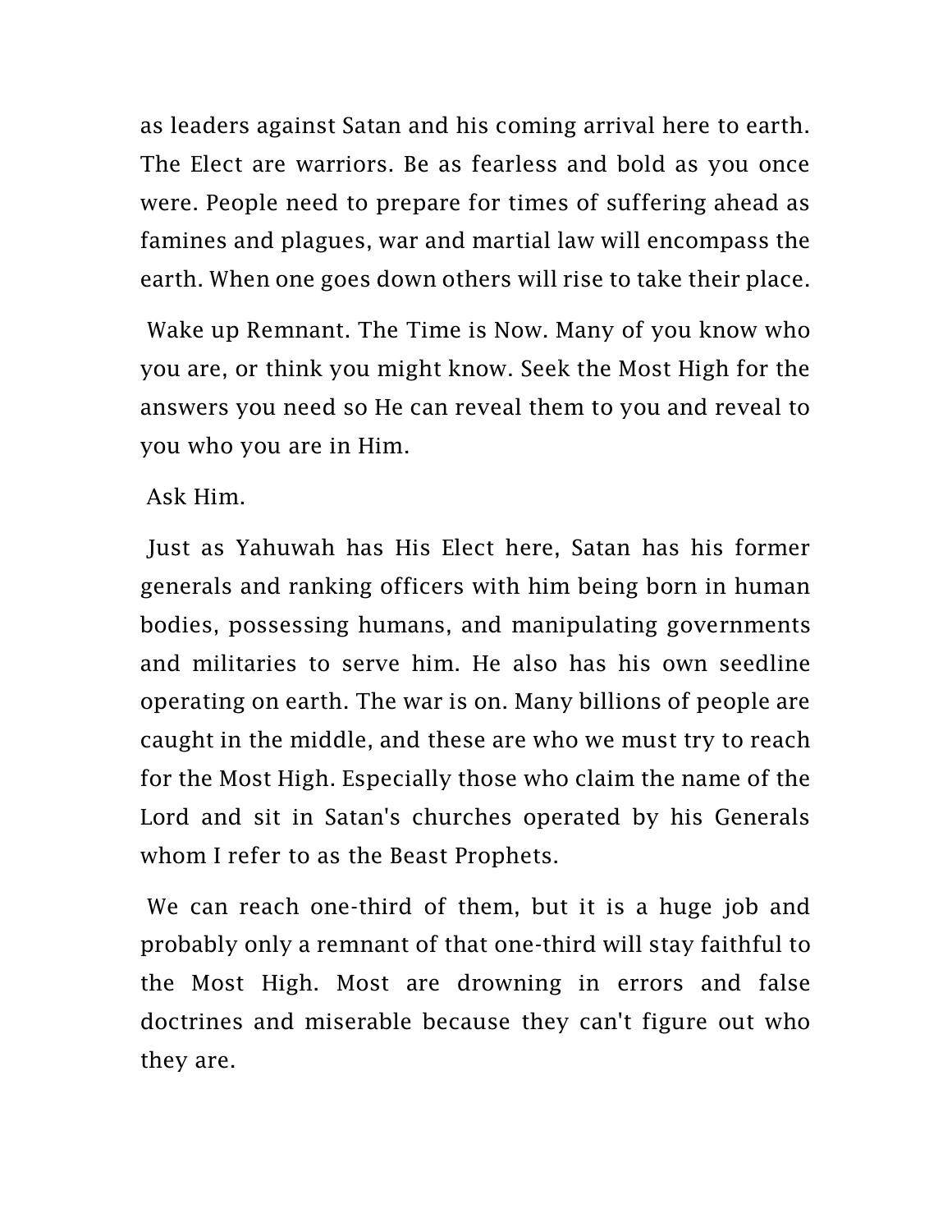as leaders against Satan and his coming arrival here to earth. The Elect are warriors. Be as fearless and bold as you once were. People need to prepare for times of suffering ahead as famines and plagues, war and martial law will encompass the earth. When one goes down others will rise to take their place.

Wake up Remnant. The Time is Now. Many of you know who you are, or think you might know. Seek the Most High for the answers you need so He can reveal them to you and reveal to you who you are in Him.

Ask Him.

Just as Yahuwah has His Elect here, Satan has his former generals and ranking officers with him being born in human bodies, possessing humans, and manipulating governments and militaries to serve him. He also has his own seedline operating on earth. The war is on. Many billions of people are caught in the middle, and these are who we must try to reach for the Most High. Especially those who claim the name of the Lord and sit in Satan's churches operated by his Generals whom I refer to as the Beast Prophets.

We can reach one-third of them, but it is a huge job and probably only a remnant of that one-third will stay faithful to the Most High. Most are drowning in errors and false doctrines and miserable because they can't figure out who they are.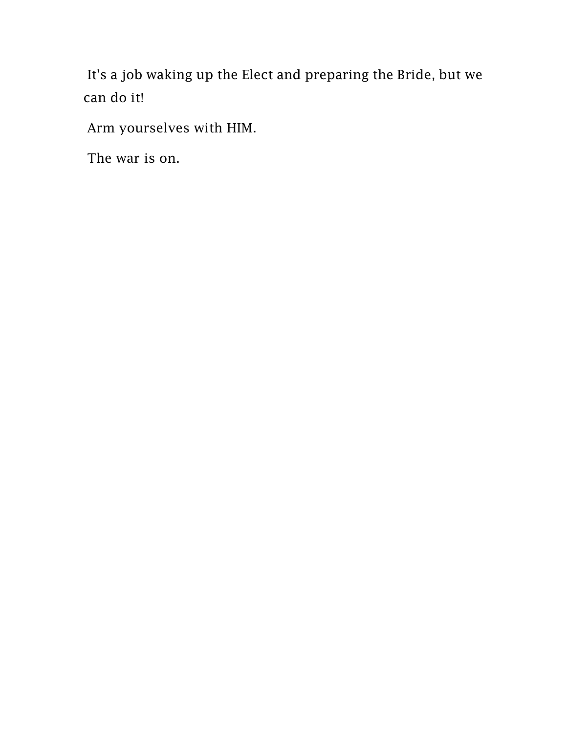It's a job waking up the Elect and preparing the Bride, but we can do it!

Arm yourselves with HIM.

The war is on.